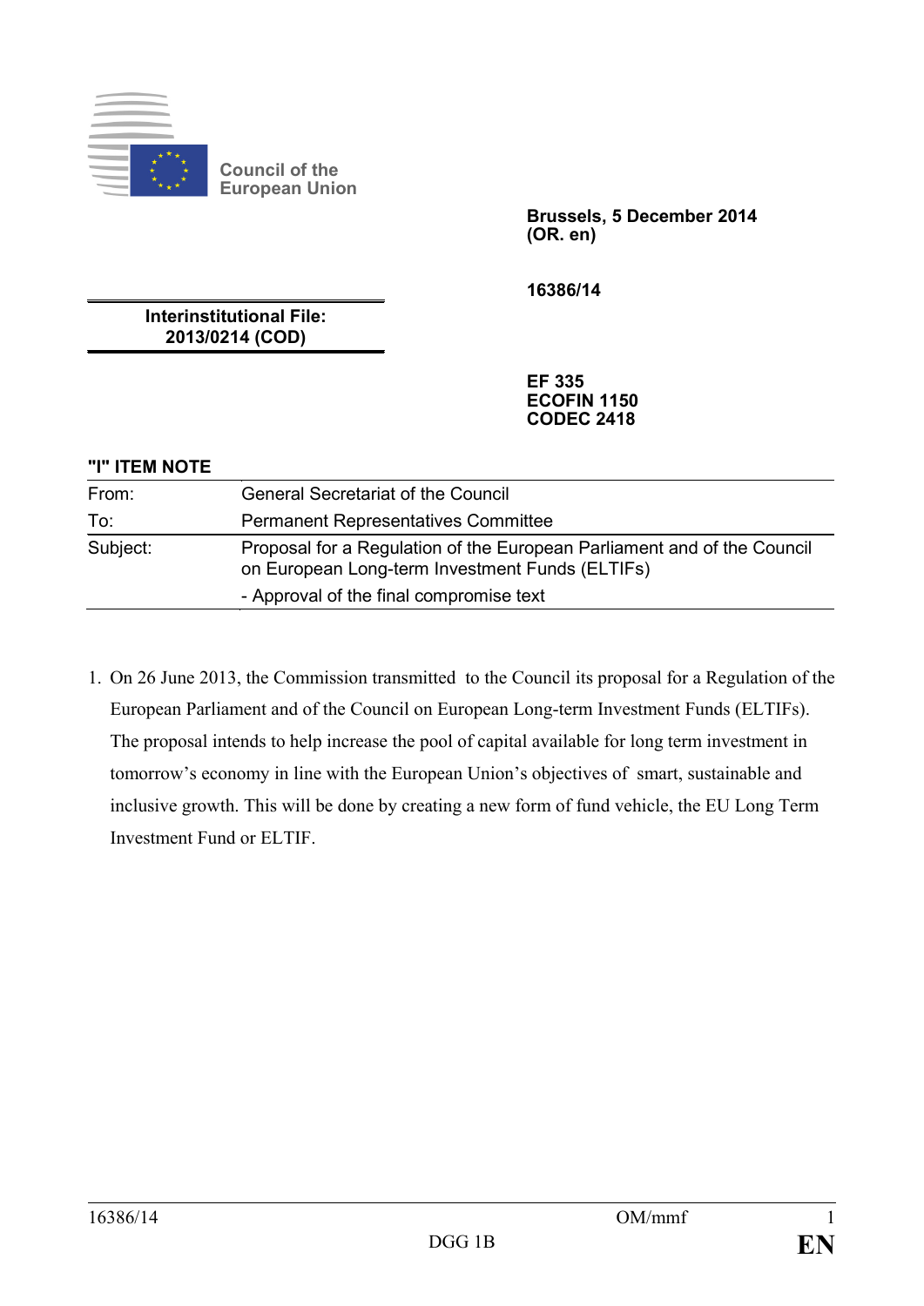Council of the European Union

**Brussels, 5 December 2014**
**(OR. en)**

**16386/14**

**Interinstitutional File:**
**2013/0214 (COD)**

**EF 335**
**ECOFIN 1150**
**CODEC 2418**

**"I" ITEM NOTE**

| | |
|---|---|
| From: | General Secretariat of the Council |
| To: | Permanent Representatives Committee |
| Subject: | Proposal for a Regulation of the European Parliament and of the Council on European Long-term Investment Funds (ELTIFs)<br>- Approval of the final compromise text |

1. On 26 June 2013, the Commission transmitted to the Council its proposal for a Regulation of the European Parliament and of the Council on European Long-term Investment Funds (ELTIFs). The proposal intends to help increase the pool of capital available for long term investment in tomorrow's economy in line with the European Union's objectives of smart, sustainable and inclusive growth. This will be done by creating a new form of fund vehicle, the EU Long Term Investment Fund or ELTIF.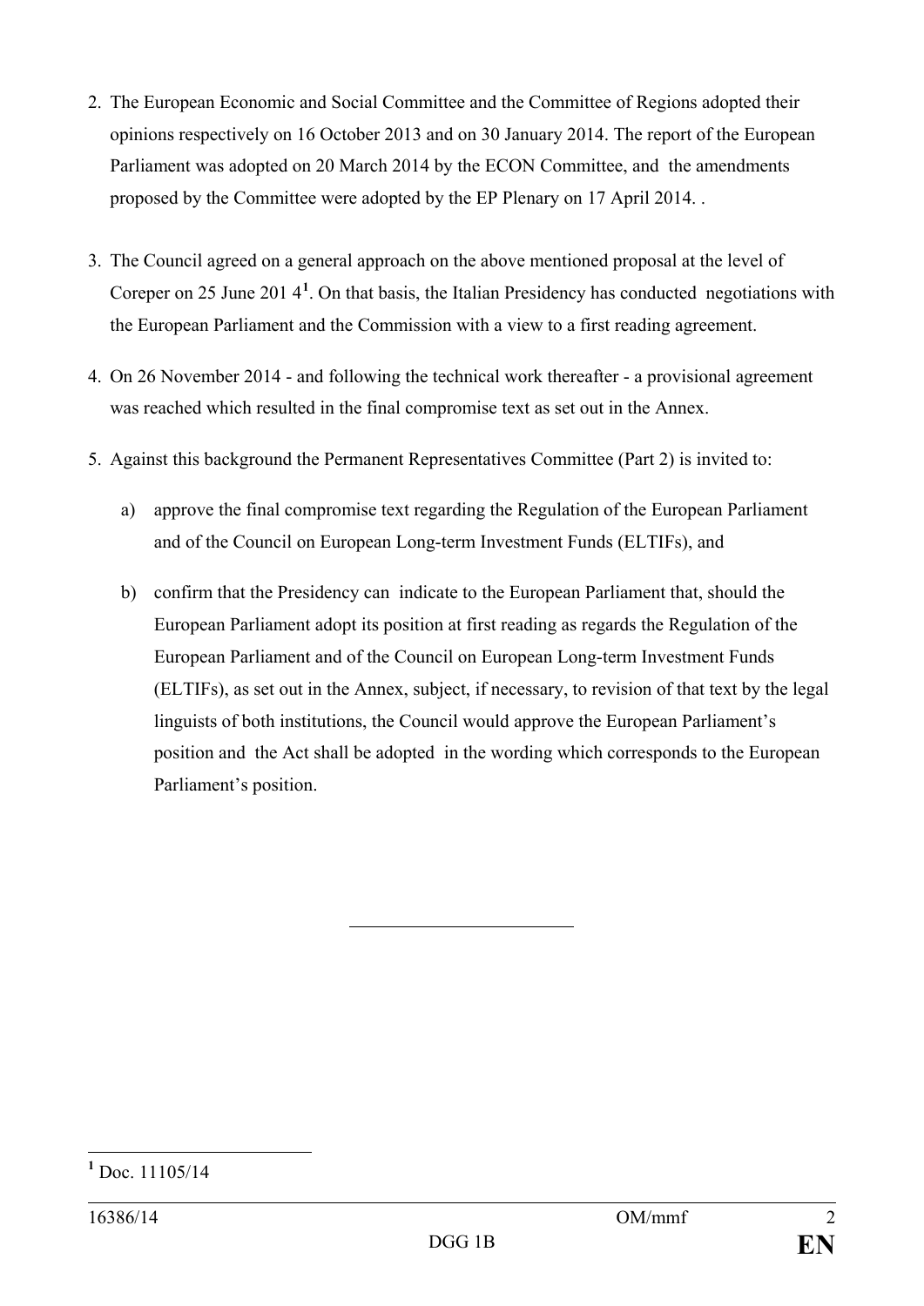2. The European Economic and Social Committee and the Committee of Regions adopted their opinions respectively on 16 October 2013 and on 30 January 2014. The report of the European Parliament was adopted on 20 March 2014 by the ECON Committee, and the amendments proposed by the Committee were adopted by the EP Plenary on 17 April 2014. .

3. The Council agreed on a general approach on the above mentioned proposal at the level of Coreper on 25 June 201 4[1]. On that basis, the Italian Presidency has conducted negotiations with the European Parliament and the Commission with a view to a first reading agreement.

4. On 26 November 2014 - and following the technical work thereafter - a provisional agreement was reached which resulted in the final compromise text as set out in the Annex.

5. Against this background the Permanent Representatives Committee (Part 2) is invited to:

   a) approve the final compromise text regarding the Regulation of the European Parliament and of the Council on European Long-term Investment Funds (ELTIFs), and

   b) confirm that the Presidency can indicate to the European Parliament that, should the European Parliament adopt its position at first reading as regards the Regulation of the European Parliament and of the Council on European Long-term Investment Funds (ELTIFs), as set out in the Annex, subject, if necessary, to revision of that text by the legal linguists of both institutions, the Council would approve the European Parliament's position and the Act shall be adopted in the wording which corresponds to the European Parliament's position.

---

[1] Doc. 11105/14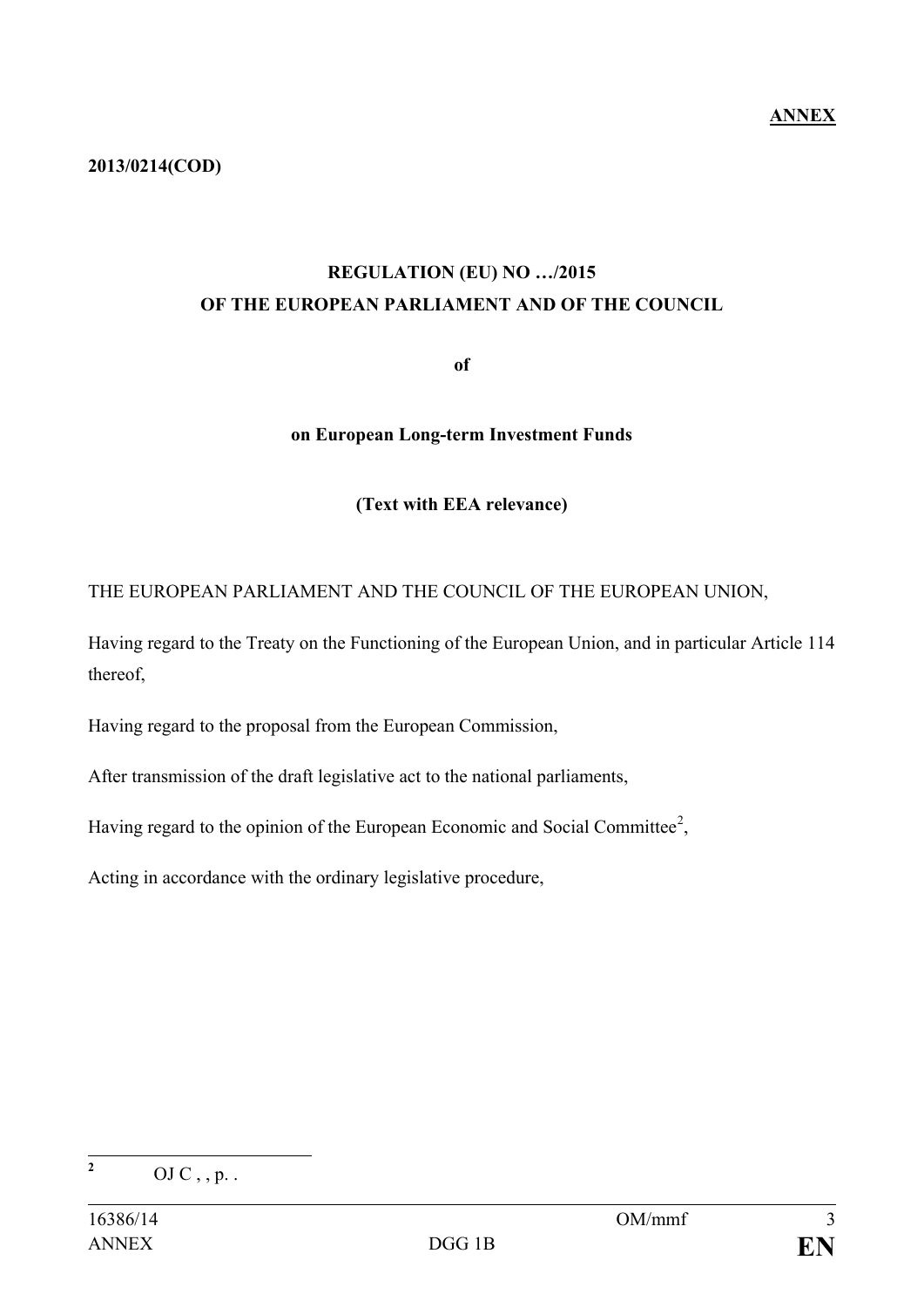**ANNEX**

**2013/0214(COD)**

**REGULATION (EU) NO …/2015**
**OF THE EUROPEAN PARLIAMENT AND OF THE COUNCIL**

**of**

**on European Long-term Investment Funds**

**(Text with EEA relevance)**

THE EUROPEAN PARLIAMENT AND THE COUNCIL OF THE EUROPEAN UNION,

Having regard to the Treaty on the Functioning of the European Union, and in particular Article 114 thereof,

Having regard to the proposal from the European Commission,

After transmission of the draft legislative act to the national parliaments,

Having regard to the opinion of the European Economic and Social Committee[2],

Acting in accordance with the ordinary legislative procedure,

---

[2] OJ C , , p. .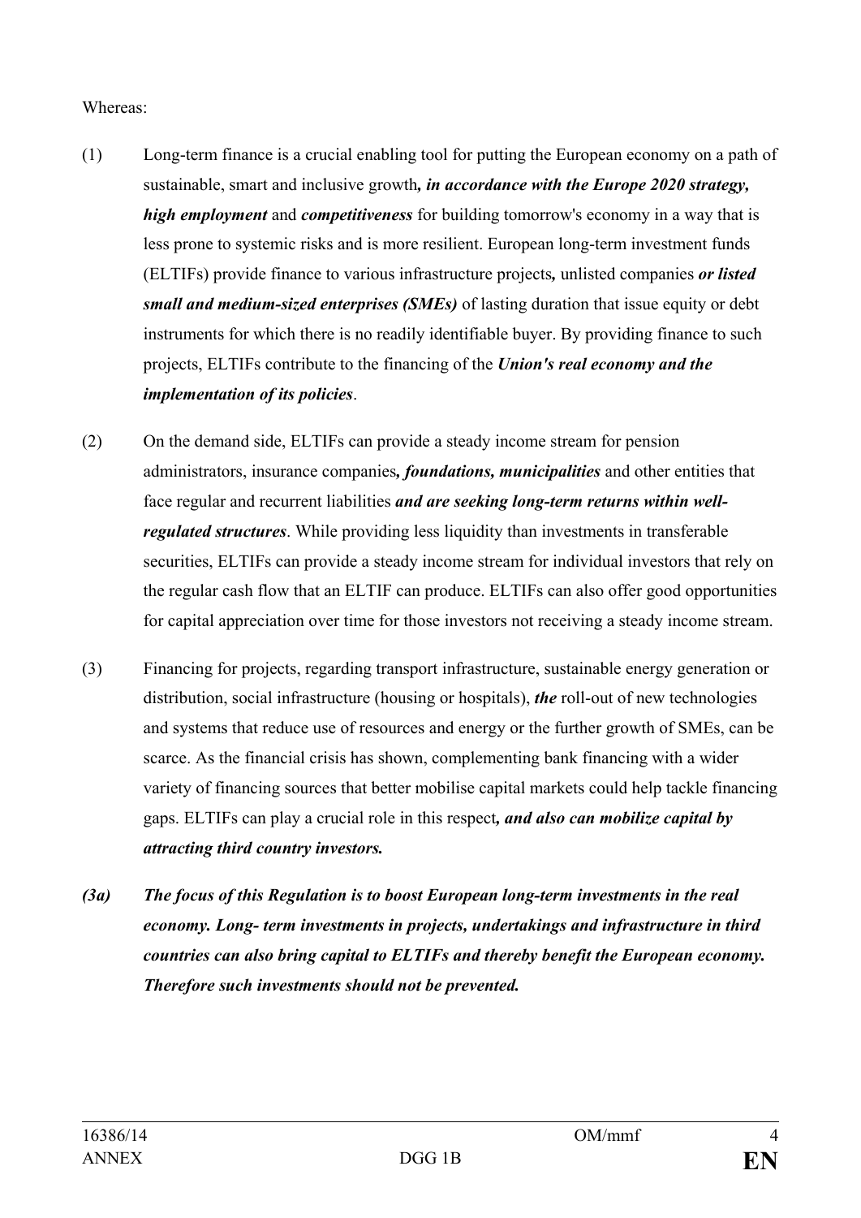Whereas:

(1) Long-term finance is a crucial enabling tool for putting the European economy on a path of sustainable, smart and inclusive growth***, in accordance with the Europe 2020 strategy, high employment*** and ***competitiveness*** for building tomorrow's economy in a way that is less prone to systemic risks and is more resilient. European long-term investment funds (ELTIFs) provide finance to various infrastructure projects***,*** unlisted companies ***or listed small and medium-sized enterprises (SMEs)*** of lasting duration that issue equity or debt instruments for which there is no readily identifiable buyer. By providing finance to such projects, ELTIFs contribute to the financing of the ***Union's real economy and the implementation of its policies***.

(2) On the demand side, ELTIFs can provide a steady income stream for pension administrators, insurance companies***, foundations, municipalities*** and other entities that face regular and recurrent liabilities ***and are seeking long-term returns within well-regulated structures***. While providing less liquidity than investments in transferable securities, ELTIFs can provide a steady income stream for individual investors that rely on the regular cash flow that an ELTIF can produce. ELTIFs can also offer good opportunities for capital appreciation over time for those investors not receiving a steady income stream.

(3) Financing for projects, regarding transport infrastructure, sustainable energy generation or distribution, social infrastructure (housing or hospitals), ***the*** roll-out of new technologies and systems that reduce use of resources and energy or the further growth of SMEs, can be scarce. As the financial crisis has shown, complementing bank financing with a wider variety of financing sources that better mobilise capital markets could help tackle financing gaps. ELTIFs can play a crucial role in this respect***, and also can mobilize capital by attracting third country investors.***

***(3a) The focus of this Regulation is to boost European long-term investments in the real economy. Long- term investments in projects, undertakings and infrastructure in third countries can also bring capital to ELTIFs and thereby benefit the European economy. Therefore such investments should not be prevented.***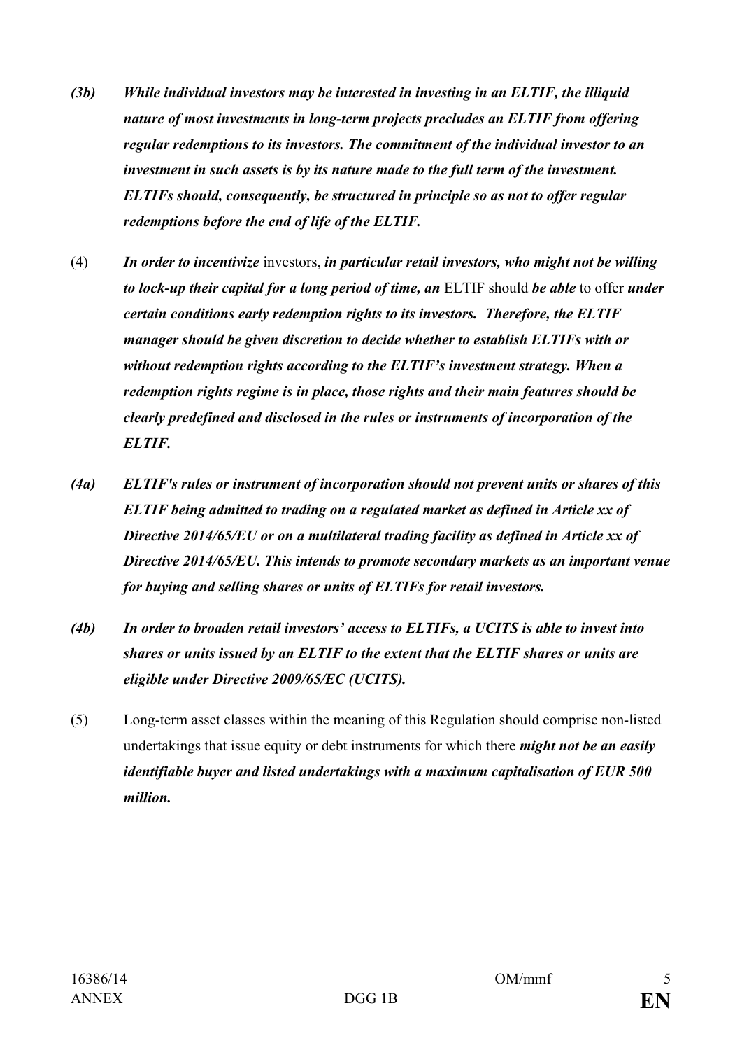*(3b)* ***While individual investors may be interested in investing in an ELTIF, the illiquid nature of most investments in long-term projects precludes an ELTIF from offering regular redemptions to its investors. The commitment of the individual investor to an investment in such assets is by its nature made to the full term of the investment. ELTIFs should, consequently, be structured in principle so as not to offer regular redemptions before the end of life of the ELTIF.***

(4) ***In order to incentivize*** investors, ***in particular retail investors, who might not be willing to lock-up their capital for a long period of time, an*** ELTIF should ***be able*** to offer ***under certain conditions early redemption rights to its investors. Therefore, the ELTIF manager should be given discretion to decide whether to establish ELTIFs with or without redemption rights according to the ELTIF's investment strategy. When a redemption rights regime is in place, those rights and their main features should be clearly predefined and disclosed in the rules or instruments of incorporation of the ELTIF.***

*(4a)* ***ELTIF's rules or instrument of incorporation should not prevent units or shares of this ELTIF being admitted to trading on a regulated market as defined in Article xx of Directive 2014/65/EU or on a multilateral trading facility as defined in Article xx of Directive 2014/65/EU. This intends to promote secondary markets as an important venue for buying and selling shares or units of ELTIFs for retail investors.***

*(4b)* ***In order to broaden retail investors' access to ELTIFs, a UCITS is able to invest into shares or units issued by an ELTIF to the extent that the ELTIF shares or units are eligible under Directive 2009/65/EC (UCITS).***

(5) Long-term asset classes within the meaning of this Regulation should comprise non-listed undertakings that issue equity or debt instruments for which there ***might not be an easily identifiable buyer and listed undertakings with a maximum capitalisation of EUR 500 million.***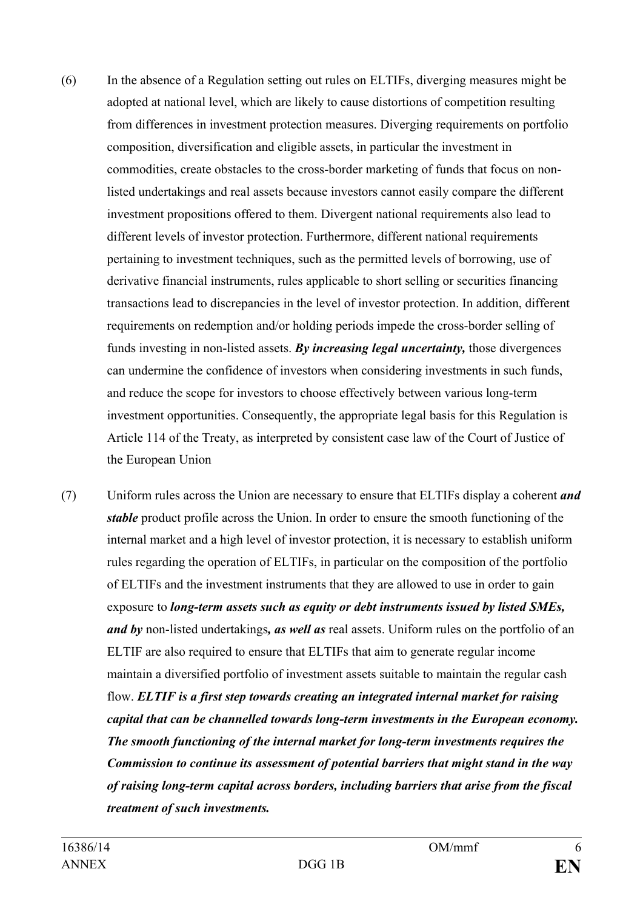(6) In the absence of a Regulation setting out rules on ELTIFs, diverging measures might be adopted at national level, which are likely to cause distortions of competition resulting from differences in investment protection measures. Diverging requirements on portfolio composition, diversification and eligible assets, in particular the investment in commodities, create obstacles to the cross-border marketing of funds that focus on non-listed undertakings and real assets because investors cannot easily compare the different investment propositions offered to them. Divergent national requirements also lead to different levels of investor protection. Furthermore, different national requirements pertaining to investment techniques, such as the permitted levels of borrowing, use of derivative financial instruments, rules applicable to short selling or securities financing transactions lead to discrepancies in the level of investor protection. In addition, different requirements on redemption and/or holding periods impede the cross-border selling of funds investing in non-listed assets. ***By increasing legal uncertainty,*** those divergences can undermine the confidence of investors when considering investments in such funds, and reduce the scope for investors to choose effectively between various long-term investment opportunities. Consequently, the appropriate legal basis for this Regulation is Article 114 of the Treaty, as interpreted by consistent case law of the Court of Justice of the European Union

(7) Uniform rules across the Union are necessary to ensure that ELTIFs display a coherent ***and stable*** product profile across the Union. In order to ensure the smooth functioning of the internal market and a high level of investor protection, it is necessary to establish uniform rules regarding the operation of ELTIFs, in particular on the composition of the portfolio of ELTIFs and the investment instruments that they are allowed to use in order to gain exposure to ***long-term assets such as equity or debt instruments issued by listed SMEs, and by*** non-listed undertakings***, as well as*** real assets. Uniform rules on the portfolio of an ELTIF are also required to ensure that ELTIFs that aim to generate regular income maintain a diversified portfolio of investment assets suitable to maintain the regular cash flow. ***ELTIF is a first step towards creating an integrated internal market for raising capital that can be channelled towards long-term investments in the European economy. The smooth functioning of the internal market for long-term investments requires the Commission to continue its assessment of potential barriers that might stand in the way of raising long-term capital across borders, including barriers that arise from the fiscal treatment of such investments.***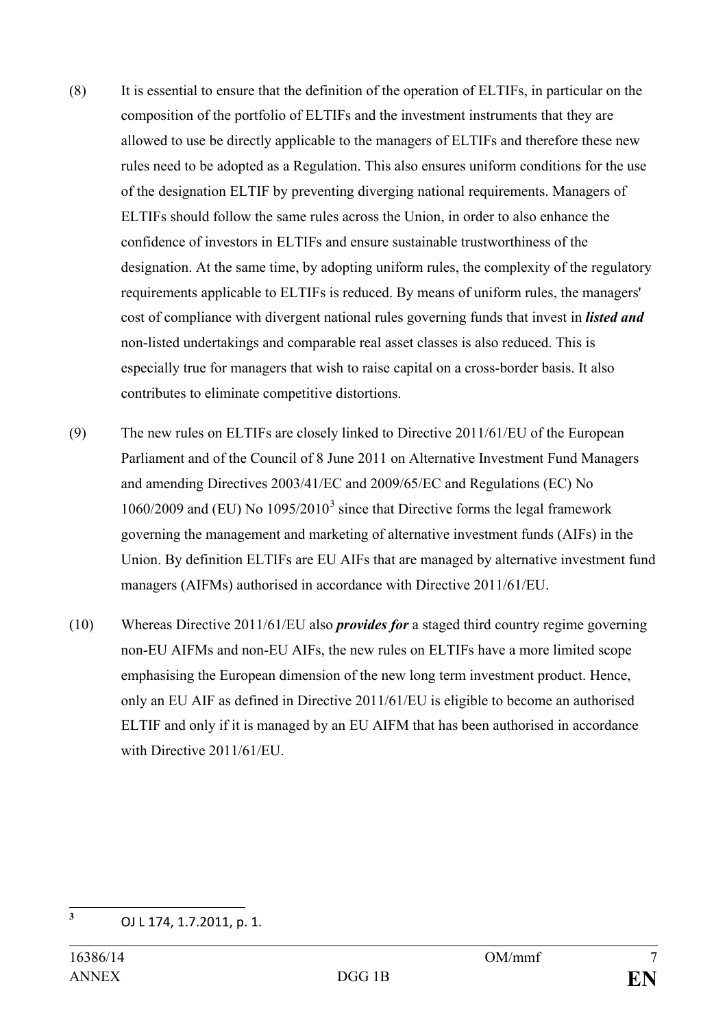(8) It is essential to ensure that the definition of the operation of ELTIFs, in particular on the composition of the portfolio of ELTIFs and the investment instruments that they are allowed to use be directly applicable to the managers of ELTIFs and therefore these new rules need to be adopted as a Regulation. This also ensures uniform conditions for the use of the designation ELTIF by preventing diverging national requirements. Managers of ELTIFs should follow the same rules across the Union, in order to also enhance the confidence of investors in ELTIFs and ensure sustainable trustworthiness of the designation. At the same time, by adopting uniform rules, the complexity of the regulatory requirements applicable to ELTIFs is reduced. By means of uniform rules, the managers' cost of compliance with divergent national rules governing funds that invest in ***listed and*** non-listed undertakings and comparable real asset classes is also reduced. This is especially true for managers that wish to raise capital on a cross-border basis. It also contributes to eliminate competitive distortions.

(9) The new rules on ELTIFs are closely linked to Directive 2011/61/EU of the European Parliament and of the Council of 8 June 2011 on Alternative Investment Fund Managers and amending Directives 2003/41/EC and 2009/65/EC and Regulations (EC) No 1060/2009 and (EU) No 1095/2010[3] since that Directive forms the legal framework governing the management and marketing of alternative investment funds (AIFs) in the Union. By definition ELTIFs are EU AIFs that are managed by alternative investment fund managers (AIFMs) authorised in accordance with Directive 2011/61/EU.

(10) Whereas Directive 2011/61/EU also ***provides for*** a staged third country regime governing non-EU AIFMs and non-EU AIFs, the new rules on ELTIFs have a more limited scope emphasising the European dimension of the new long term investment product. Hence, only an EU AIF as defined in Directive 2011/61/EU is eligible to become an authorised ELTIF and only if it is managed by an EU AIFM that has been authorised in accordance with Directive 2011/61/EU.

---

[3] OJ L 174, 1.7.2011, p. 1.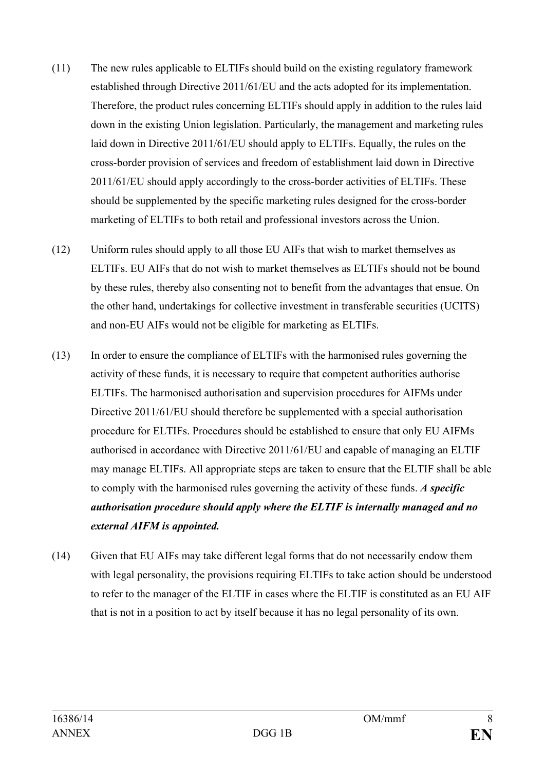(11) The new rules applicable to ELTIFs should build on the existing regulatory framework established through Directive 2011/61/EU and the acts adopted for its implementation. Therefore, the product rules concerning ELTIFs should apply in addition to the rules laid down in the existing Union legislation. Particularly, the management and marketing rules laid down in Directive 2011/61/EU should apply to ELTIFs. Equally, the rules on the cross-border provision of services and freedom of establishment laid down in Directive 2011/61/EU should apply accordingly to the cross-border activities of ELTIFs. These should be supplemented by the specific marketing rules designed for the cross-border marketing of ELTIFs to both retail and professional investors across the Union.

(12) Uniform rules should apply to all those EU AIFs that wish to market themselves as ELTIFs. EU AIFs that do not wish to market themselves as ELTIFs should not be bound by these rules, thereby also consenting not to benefit from the advantages that ensue. On the other hand, undertakings for collective investment in transferable securities (UCITS) and non-EU AIFs would not be eligible for marketing as ELTIFs.

(13) In order to ensure the compliance of ELTIFs with the harmonised rules governing the activity of these funds, it is necessary to require that competent authorities authorise ELTIFs. The harmonised authorisation and supervision procedures for AIFMs under Directive 2011/61/EU should therefore be supplemented with a special authorisation procedure for ELTIFs. Procedures should be established to ensure that only EU AIFMs authorised in accordance with Directive 2011/61/EU and capable of managing an ELTIF may manage ELTIFs. All appropriate steps are taken to ensure that the ELTIF shall be able to comply with the harmonised rules governing the activity of these funds. ***A specific authorisation procedure should apply where the ELTIF is internally managed and no external AIFM is appointed.***

(14) Given that EU AIFs may take different legal forms that do not necessarily endow them with legal personality, the provisions requiring ELTIFs to take action should be understood to refer to the manager of the ELTIF in cases where the ELTIF is constituted as an EU AIF that is not in a position to act by itself because it has no legal personality of its own.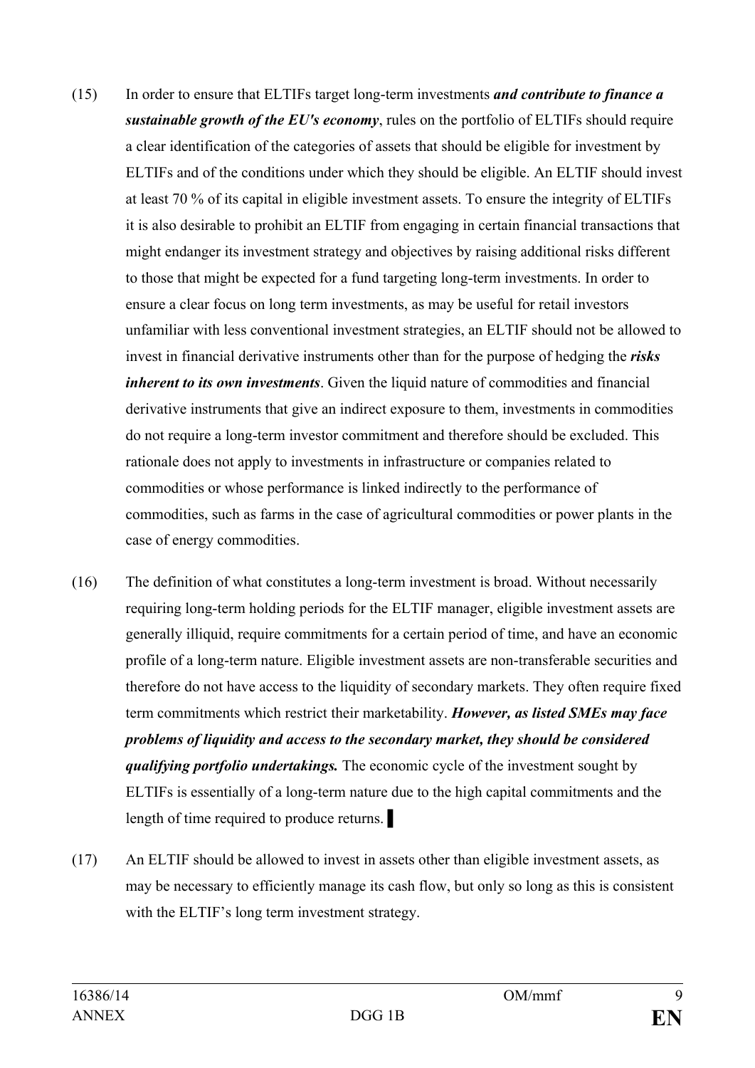(15) In order to ensure that ELTIFs target long-term investments ***and contribute to finance a sustainable growth of the EU's economy***, rules on the portfolio of ELTIFs should require a clear identification of the categories of assets that should be eligible for investment by ELTIFs and of the conditions under which they should be eligible. An ELTIF should invest at least 70 % of its capital in eligible investment assets. To ensure the integrity of ELTIFs it is also desirable to prohibit an ELTIF from engaging in certain financial transactions that might endanger its investment strategy and objectives by raising additional risks different to those that might be expected for a fund targeting long-term investments. In order to ensure a clear focus on long term investments, as may be useful for retail investors unfamiliar with less conventional investment strategies, an ELTIF should not be allowed to invest in financial derivative instruments other than for the purpose of hedging the ***risks inherent to its own investments***. Given the liquid nature of commodities and financial derivative instruments that give an indirect exposure to them, investments in commodities do not require a long-term investor commitment and therefore should be excluded. This rationale does not apply to investments in infrastructure or companies related to commodities or whose performance is linked indirectly to the performance of commodities, such as farms in the case of agricultural commodities or power plants in the case of energy commodities.

(16) The definition of what constitutes a long-term investment is broad. Without necessarily requiring long-term holding periods for the ELTIF manager, eligible investment assets are generally illiquid, require commitments for a certain period of time, and have an economic profile of a long-term nature. Eligible investment assets are non-transferable securities and therefore do not have access to the liquidity of secondary markets. They often require fixed term commitments which restrict their marketability. ***However, as listed SMEs may face problems of liquidity and access to the secondary market, they should be considered qualifying portfolio undertakings.*** The economic cycle of the investment sought by ELTIFs is essentially of a long-term nature due to the high capital commitments and the length of time required to produce returns. ▌

(17) An ELTIF should be allowed to invest in assets other than eligible investment assets, as may be necessary to efficiently manage its cash flow, but only so long as this is consistent with the ELTIF's long term investment strategy.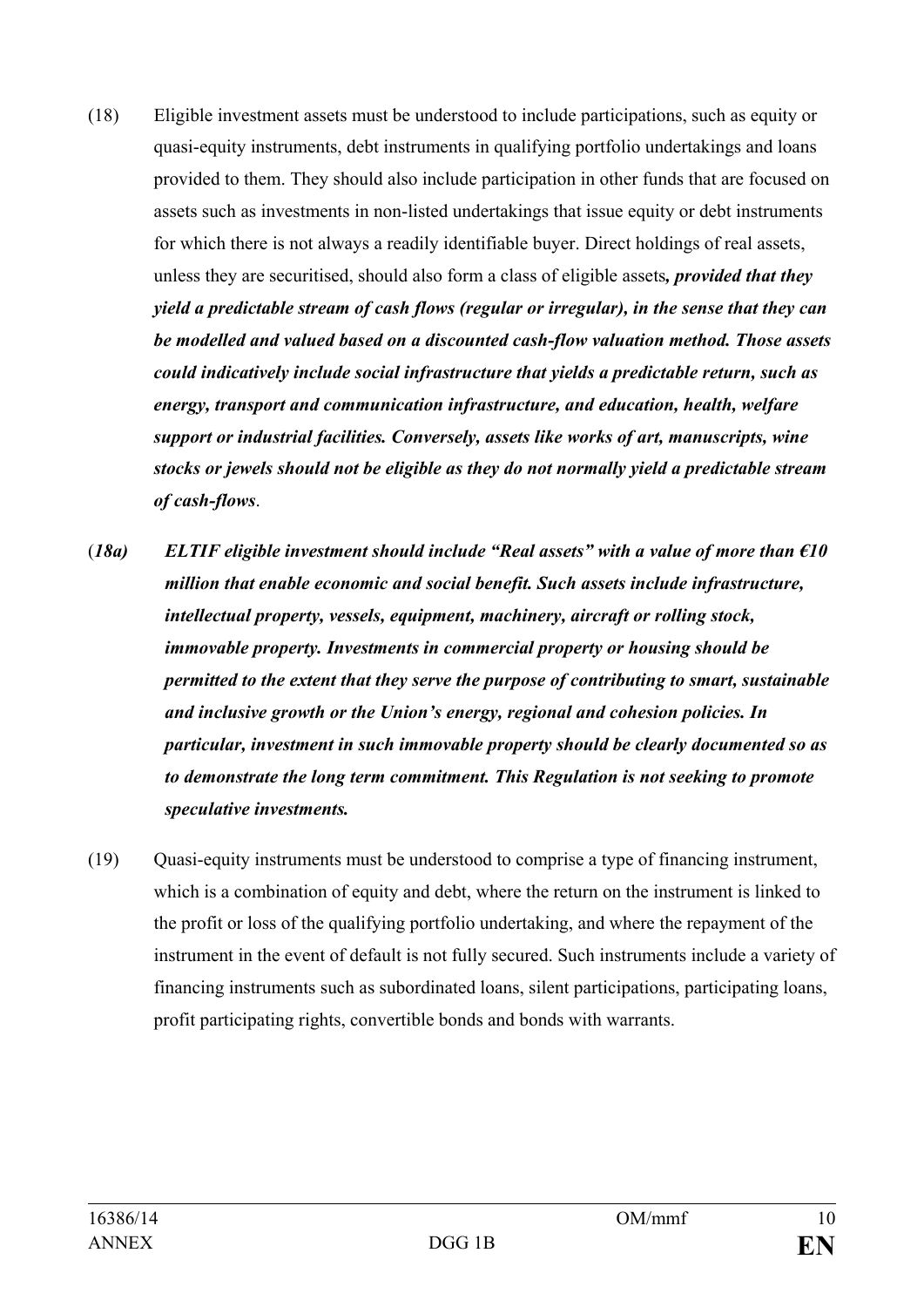(18) Eligible investment assets must be understood to include participations, such as equity or quasi-equity instruments, debt instruments in qualifying portfolio undertakings and loans provided to them. They should also include participation in other funds that are focused on assets such as investments in non-listed undertakings that issue equity or debt instruments for which there is not always a readily identifiable buyer. Direct holdings of real assets, unless they are securitised, should also form a class of eligible assets***, provided that they yield a predictable stream of cash flows (regular or irregular), in the sense that they can be modelled and valued based on a discounted cash-flow valuation method. Those assets could indicatively include social infrastructure that yields a predictable return, such as energy, transport and communication infrastructure, and education, health, welfare support or industrial facilities. Conversely, assets like works of art, manuscripts, wine stocks or jewels should not be eligible as they do not normally yield a predictable stream of cash-flows***.

(***18a)*** ***ELTIF eligible investment should include "Real assets" with a value of more than €10 million that enable economic and social benefit. Such assets include infrastructure, intellectual property, vessels, equipment, machinery, aircraft or rolling stock, immovable property. Investments in commercial property or housing should be permitted to the extent that they serve the purpose of contributing to smart, sustainable and inclusive growth or the Union's energy, regional and cohesion policies. In particular, investment in such immovable property should be clearly documented so as to demonstrate the long term commitment. This Regulation is not seeking to promote speculative investments.***

(19) Quasi-equity instruments must be understood to comprise a type of financing instrument, which is a combination of equity and debt, where the return on the instrument is linked to the profit or loss of the qualifying portfolio undertaking, and where the repayment of the instrument in the event of default is not fully secured. Such instruments include a variety of financing instruments such as subordinated loans, silent participations, participating loans, profit participating rights, convertible bonds and bonds with warrants.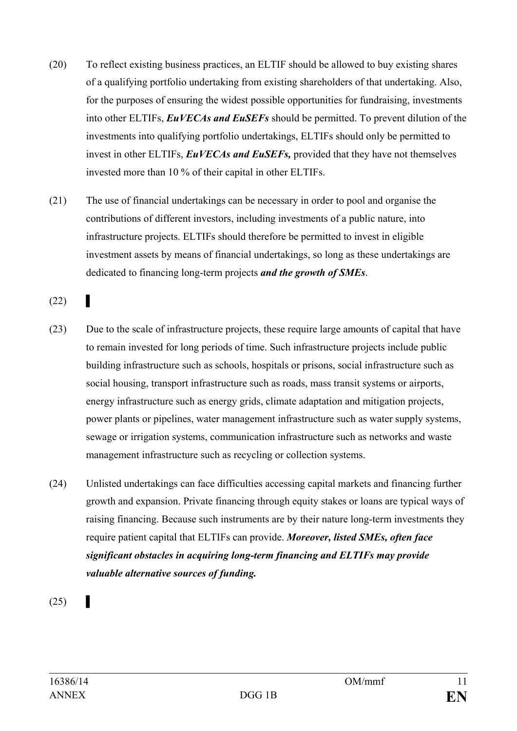(20) To reflect existing business practices, an ELTIF should be allowed to buy existing shares of a qualifying portfolio undertaking from existing shareholders of that undertaking. Also, for the purposes of ensuring the widest possible opportunities for fundraising, investments into other ELTIFs, ***EuVECAs and EuSEFs*** should be permitted. To prevent dilution of the investments into qualifying portfolio undertakings, ELTIFs should only be permitted to invest in other ELTIFs, ***EuVECAs and EuSEFs,*** provided that they have not themselves invested more than 10 % of their capital in other ELTIFs.

(21) The use of financial undertakings can be necessary in order to pool and organise the contributions of different investors, including investments of a public nature, into infrastructure projects. ELTIFs should therefore be permitted to invest in eligible investment assets by means of financial undertakings, so long as these undertakings are dedicated to financing long-term projects ***and the growth of SMEs***.

(22) ▌

(23) Due to the scale of infrastructure projects, these require large amounts of capital that have to remain invested for long periods of time. Such infrastructure projects include public building infrastructure such as schools, hospitals or prisons, social infrastructure such as social housing, transport infrastructure such as roads, mass transit systems or airports, energy infrastructure such as energy grids, climate adaptation and mitigation projects, power plants or pipelines, water management infrastructure such as water supply systems, sewage or irrigation systems, communication infrastructure such as networks and waste management infrastructure such as recycling or collection systems.

(24) Unlisted undertakings can face difficulties accessing capital markets and financing further growth and expansion. Private financing through equity stakes or loans are typical ways of raising financing. Because such instruments are by their nature long-term investments they require patient capital that ELTIFs can provide. ***Moreover, listed SMEs, often face significant obstacles in acquiring long-term financing and ELTIFs may provide valuable alternative sources of funding.***

(25) ▌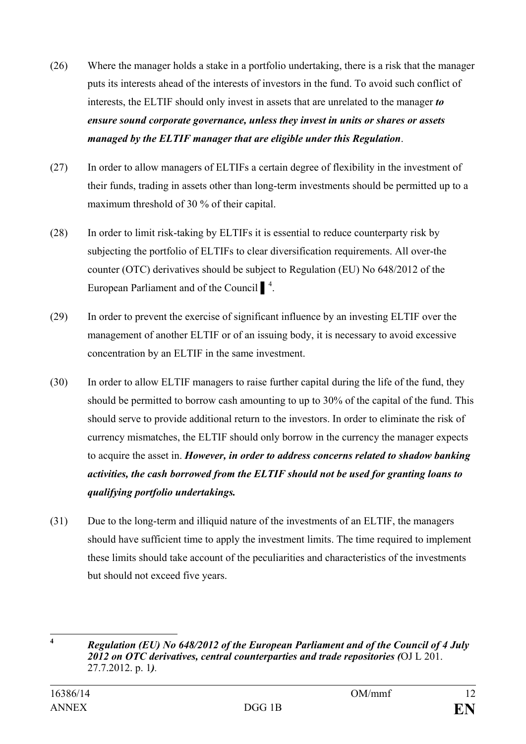(26) Where the manager holds a stake in a portfolio undertaking, there is a risk that the manager puts its interests ahead of the interests of investors in the fund. To avoid such conflict of interests, the ELTIF should only invest in assets that are unrelated to the manager ***to ensure sound corporate governance, unless they invest in units or shares or assets managed by the ELTIF manager that are eligible under this Regulation***.

(27) In order to allow managers of ELTIFs a certain degree of flexibility in the investment of their funds, trading in assets other than long-term investments should be permitted up to a maximum threshold of 30 % of their capital.

(28) In order to limit risk-taking by ELTIFs it is essential to reduce counterparty risk by subjecting the portfolio of ELTIFs to clear diversification requirements. All over-the counter (OTC) derivatives should be subject to Regulation (EU) No 648/2012 of the European Parliament and of the Council ▌[4].

(29) In order to prevent the exercise of significant influence by an investing ELTIF over the management of another ELTIF or of an issuing body, it is necessary to avoid excessive concentration by an ELTIF in the same investment.

(30) In order to allow ELTIF managers to raise further capital during the life of the fund, they should be permitted to borrow cash amounting to up to 30% of the capital of the fund. This should serve to provide additional return to the investors. In order to eliminate the risk of currency mismatches, the ELTIF should only borrow in the currency the manager expects to acquire the asset in. ***However, in order to address concerns related to shadow banking activities, the cash borrowed from the ELTIF should not be used for granting loans to qualifying portfolio undertakings.***

(31) Due to the long-term and illiquid nature of the investments of an ELTIF, the managers should have sufficient time to apply the investment limits. The time required to implement these limits should take account of the peculiarities and characteristics of the investments but should not exceed five years.

---

[4] ***Regulation (EU) No 648/2012 of the European Parliament and of the Council of 4 July 2012 on OTC derivatives, central counterparties and trade repositories (***OJ L 201. 27.7.2012. p. 1***).***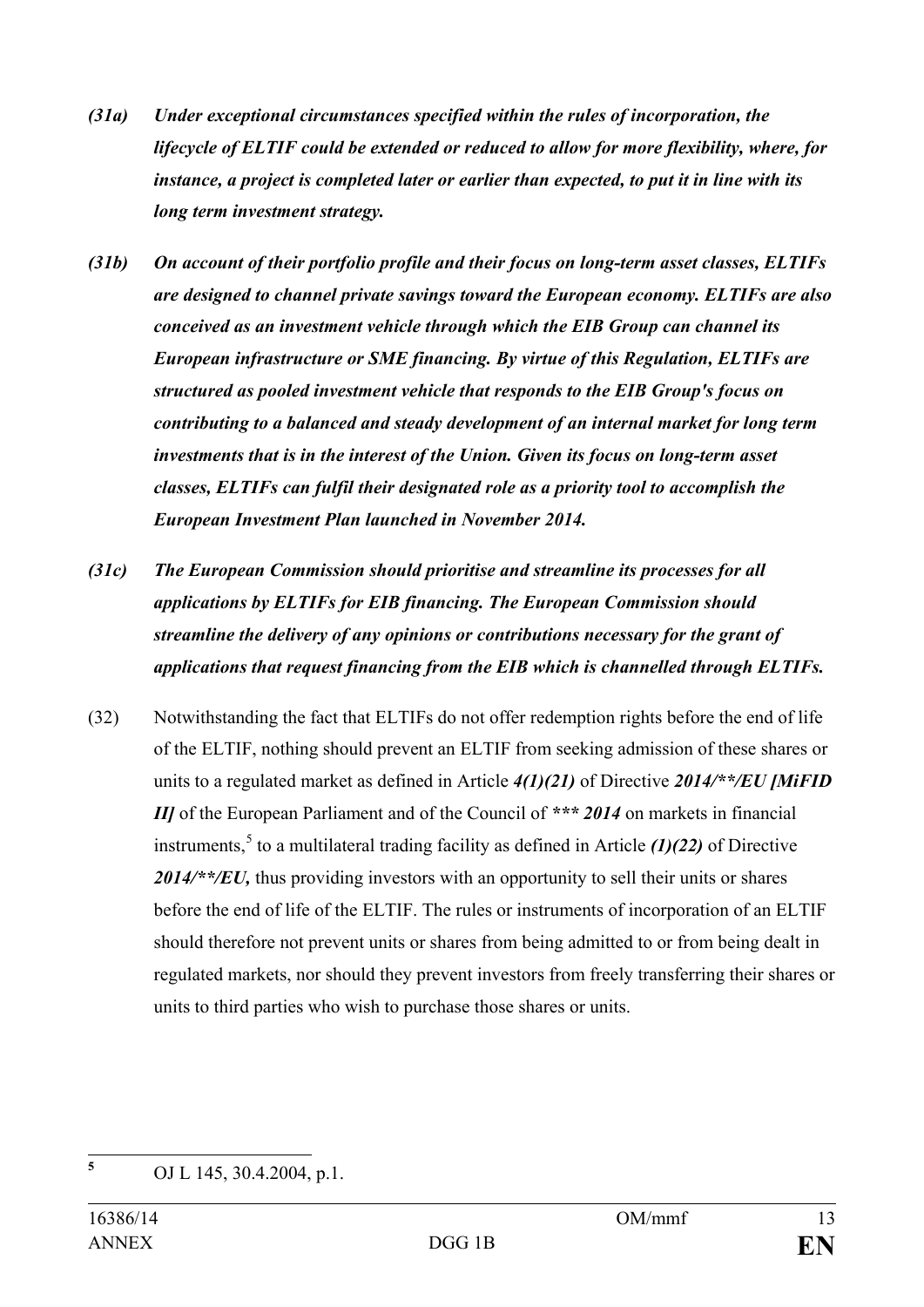*(31a)* ***Under exceptional circumstances specified within the rules of incorporation, the lifecycle of ELTIF could be extended or reduced to allow for more flexibility, where, for instance, a project is completed later or earlier than expected, to put it in line with its long term investment strategy.***

*(31b)* ***On account of their portfolio profile and their focus on long-term asset classes, ELTIFs are designed to channel private savings toward the European economy. ELTIFs are also conceived as an investment vehicle through which the EIB Group can channel its European infrastructure or SME financing. By virtue of this Regulation, ELTIFs are structured as pooled investment vehicle that responds to the EIB Group's focus on contributing to a balanced and steady development of an internal market for long term investments that is in the interest of the Union. Given its focus on long-term asset classes, ELTIFs can fulfil their designated role as a priority tool to accomplish the European Investment Plan launched in November 2014.***

*(31c)* ***The European Commission should prioritise and streamline its processes for all applications by ELTIFs for EIB financing. The European Commission should streamline the delivery of any opinions or contributions necessary for the grant of applications that request financing from the EIB which is channelled through ELTIFs.***

(32) Notwithstanding the fact that ELTIFs do not offer redemption rights before the end of life of the ELTIF, nothing should prevent an ELTIF from seeking admission of these shares or units to a regulated market as defined in Article ***4(1)(21)*** of Directive ***2014/**/EU [MiFID II]*** of the European Parliament and of the Council of ******* 2014*** on markets in financial instruments,[5] to a multilateral trading facility as defined in Article ***(1)(22)*** of Directive ***2014/**/EU,*** thus providing investors with an opportunity to sell their units or shares before the end of life of the ELTIF. The rules or instruments of incorporation of an ELTIF should therefore not prevent units or shares from being admitted to or from being dealt in regulated markets, nor should they prevent investors from freely transferring their shares or units to third parties who wish to purchase those shares or units.

---

[5] OJ L 145, 30.4.2004, p.1.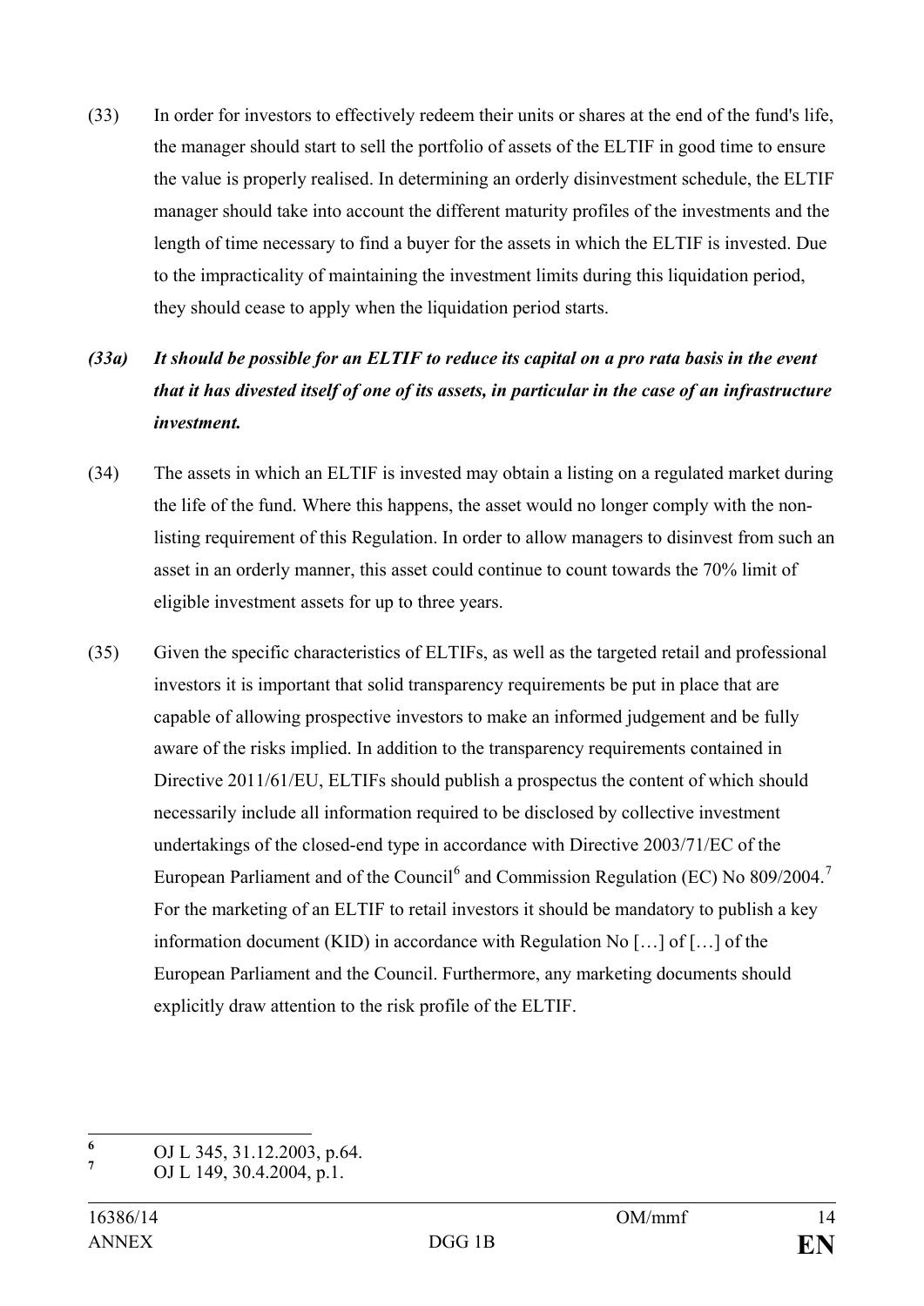(33) In order for investors to effectively redeem their units or shares at the end of the fund's life, the manager should start to sell the portfolio of assets of the ELTIF in good time to ensure the value is properly realised. In determining an orderly disinvestment schedule, the ELTIF manager should take into account the different maturity profiles of the investments and the length of time necessary to find a buyer for the assets in which the ELTIF is invested. Due to the impracticality of maintaining the investment limits during this liquidation period, they should cease to apply when the liquidation period starts.

***(33a) It should be possible for an ELTIF to reduce its capital on a pro rata basis in the event that it has divested itself of one of its assets, in particular in the case of an infrastructure investment.***

(34) The assets in which an ELTIF is invested may obtain a listing on a regulated market during the life of the fund. Where this happens, the asset would no longer comply with the non-listing requirement of this Regulation. In order to allow managers to disinvest from such an asset in an orderly manner, this asset could continue to count towards the 70% limit of eligible investment assets for up to three years.

(35) Given the specific characteristics of ELTIFs, as well as the targeted retail and professional investors it is important that solid transparency requirements be put in place that are capable of allowing prospective investors to make an informed judgement and be fully aware of the risks implied. In addition to the transparency requirements contained in Directive 2011/61/EU, ELTIFs should publish a prospectus the content of which should necessarily include all information required to be disclosed by collective investment undertakings of the closed-end type in accordance with Directive 2003/71/EC of the European Parliament and of the Council[6] and Commission Regulation (EC) No 809/2004.[7] For the marketing of an ELTIF to retail investors it should be mandatory to publish a key information document (KID) in accordance with Regulation No […] of […] of the European Parliament and the Council. Furthermore, any marketing documents should explicitly draw attention to the risk profile of the ELTIF.

---

[6] OJ L 345, 31.12.2003, p.64.

[7] OJ L 149, 30.4.2004, p.1.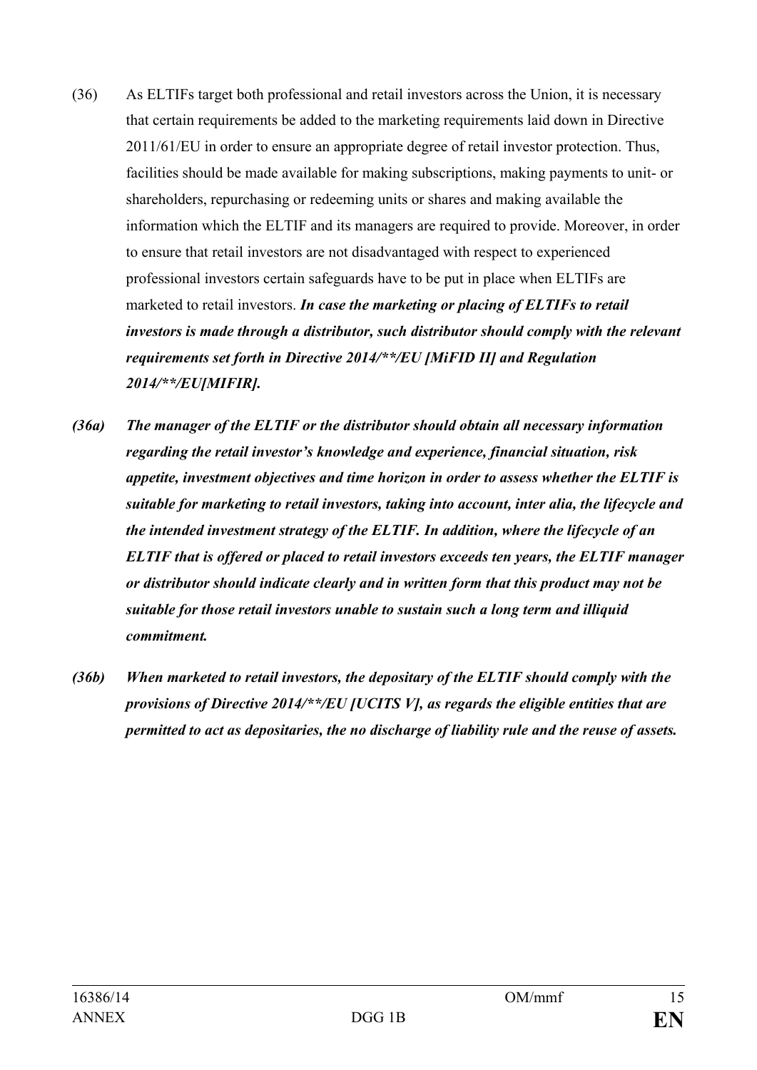(36) As ELTIFs target both professional and retail investors across the Union, it is necessary that certain requirements be added to the marketing requirements laid down in Directive 2011/61/EU in order to ensure an appropriate degree of retail investor protection. Thus, facilities should be made available for making subscriptions, making payments to unit- or shareholders, repurchasing or redeeming units or shares and making available the information which the ELTIF and its managers are required to provide. Moreover, in order to ensure that retail investors are not disadvantaged with respect to experienced professional investors certain safeguards have to be put in place when ELTIFs are marketed to retail investors. ***In case the marketing or placing of ELTIFs to retail investors is made through a distributor, such distributor should comply with the relevant requirements set forth in Directive 2014/**/EU [MiFID II] and Regulation 2014/**/EU[MIFIR].***

***(36a) The manager of the ELTIF or the distributor should obtain all necessary information regarding the retail investor's knowledge and experience, financial situation, risk appetite, investment objectives and time horizon in order to assess whether the ELTIF is suitable for marketing to retail investors, taking into account, inter alia, the lifecycle and the intended investment strategy of the ELTIF. In addition, where the lifecycle of an ELTIF that is offered or placed to retail investors exceeds ten years, the ELTIF manager or distributor should indicate clearly and in written form that this product may not be suitable for those retail investors unable to sustain such a long term and illiquid commitment.***

***(36b) When marketed to retail investors, the depositary of the ELTIF should comply with the provisions of Directive 2014/**/EU [UCITS V], as regards the eligible entities that are permitted to act as depositaries, the no discharge of liability rule and the reuse of assets.***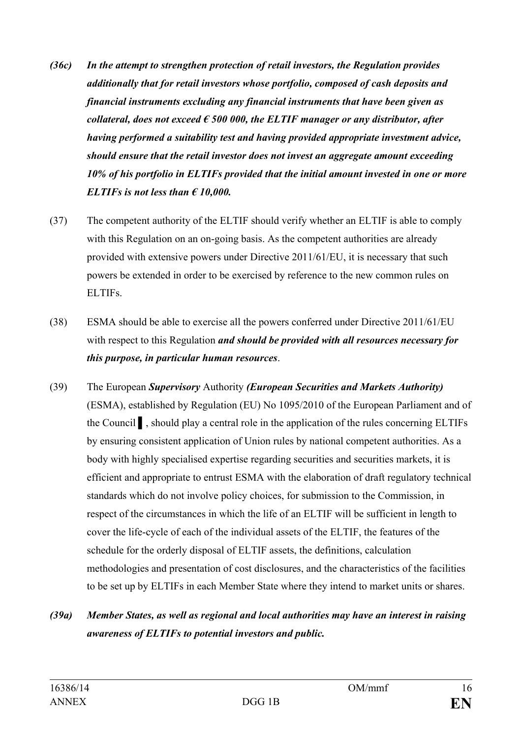***(36c)*** ***In the attempt to strengthen protection of retail investors, the Regulation provides additionally that for retail investors whose portfolio, composed of cash deposits and financial instruments excluding any financial instruments that have been given as collateral, does not exceed € 500 000, the ELTIF manager or any distributor, after having performed a suitability test and having provided appropriate investment advice, should ensure that the retail investor does not invest an aggregate amount exceeding 10% of his portfolio in ELTIFs provided that the initial amount invested in one or more ELTIFs is not less than € 10,000.***

(37) The competent authority of the ELTIF should verify whether an ELTIF is able to comply with this Regulation on an on-going basis. As the competent authorities are already provided with extensive powers under Directive 2011/61/EU, it is necessary that such powers be extended in order to be exercised by reference to the new common rules on ELTIFs.

(38) ESMA should be able to exercise all the powers conferred under Directive 2011/61/EU with respect to this Regulation ***and should be provided with all resources necessary for this purpose, in particular human resources***.

(39) The European ***Supervisory*** Authority ***(European Securities and Markets Authority)*** (ESMA), established by Regulation (EU) No 1095/2010 of the European Parliament and of the Council ▌, should play a central role in the application of the rules concerning ELTIFs by ensuring consistent application of Union rules by national competent authorities. As a body with highly specialised expertise regarding securities and securities markets, it is efficient and appropriate to entrust ESMA with the elaboration of draft regulatory technical standards which do not involve policy choices, for submission to the Commission, in respect of the circumstances in which the life of an ELTIF will be sufficient in length to cover the life-cycle of each of the individual assets of the ELTIF, the features of the schedule for the orderly disposal of ELTIF assets, the definitions, calculation methodologies and presentation of cost disclosures, and the characteristics of the facilities to be set up by ELTIFs in each Member State where they intend to market units or shares.

***(39a)*** ***Member States, as well as regional and local authorities may have an interest in raising awareness of ELTIFs to potential investors and public.***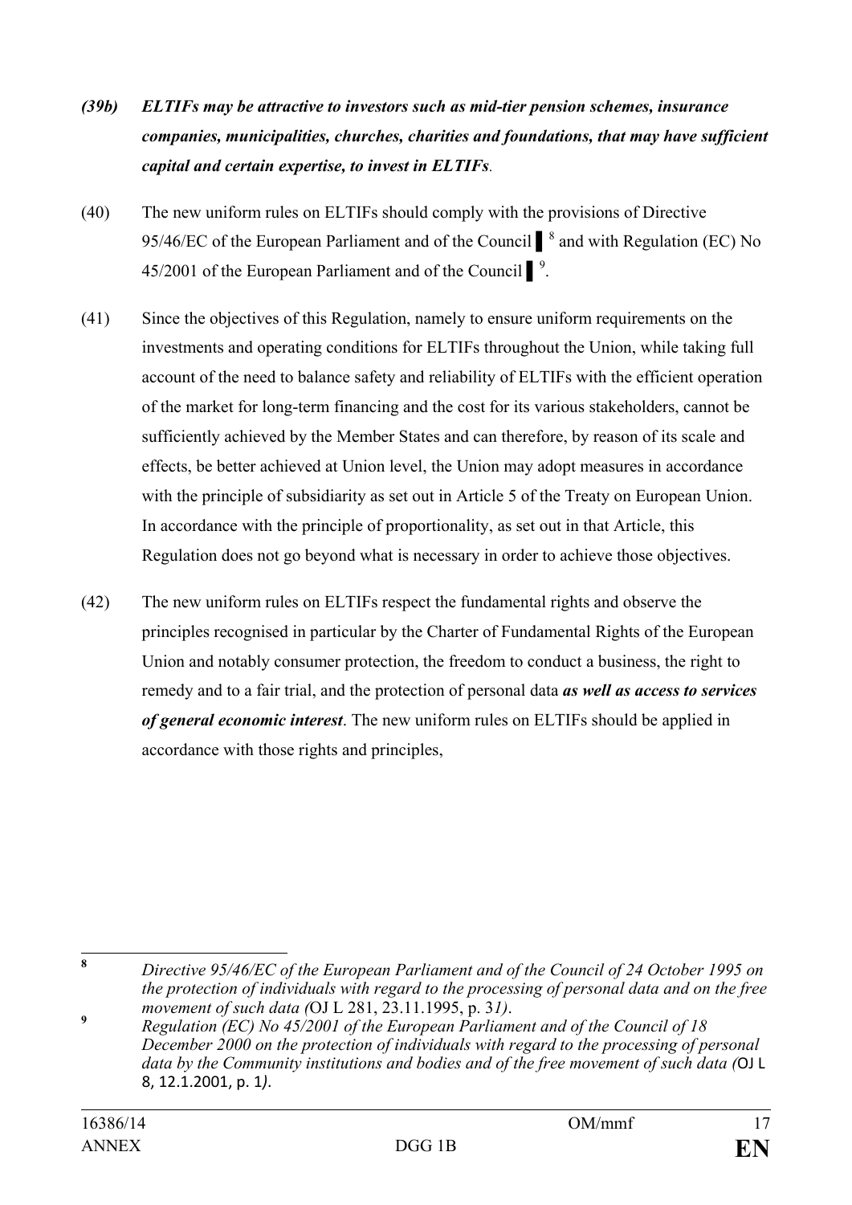***(39b) ELTIFs may be attractive to investors such as mid-tier pension schemes, insurance companies, municipalities, churches, charities and foundations, that may have sufficient capital and certain expertise, to invest in ELTIFs***.

(40) The new uniform rules on ELTIFs should comply with the provisions of Directive 95/46/EC of the European Parliament and of the Council ▌[8] and with Regulation (EC) No 45/2001 of the European Parliament and of the Council ▌[9].

(41) Since the objectives of this Regulation, namely to ensure uniform requirements on the investments and operating conditions for ELTIFs throughout the Union, while taking full account of the need to balance safety and reliability of ELTIFs with the efficient operation of the market for long-term financing and the cost for its various stakeholders, cannot be sufficiently achieved by the Member States and can therefore, by reason of its scale and effects, be better achieved at Union level, the Union may adopt measures in accordance with the principle of subsidiarity as set out in Article 5 of the Treaty on European Union. In accordance with the principle of proportionality, as set out in that Article, this Regulation does not go beyond what is necessary in order to achieve those objectives.

(42) The new uniform rules on ELTIFs respect the fundamental rights and observe the principles recognised in particular by the Charter of Fundamental Rights of the European Union and notably consumer protection, the freedom to conduct a business, the right to remedy and to a fair trial, and the protection of personal data ***as well as access to services of general economic interest***. The new uniform rules on ELTIFs should be applied in accordance with those rights and principles,

---

[8] *Directive 95/46/EC of the European Parliament and of the Council of 24 October 1995 on the protection of individuals with regard to the processing of personal data and on the free movement of such data (*OJ L 281, 23.11.1995, p. 3*1).*

[9] *Regulation (EC) No 45/2001 of the European Parliament and of the Council of 18 December 2000 on the protection of individuals with regard to the processing of personal data by the Community institutions and bodies and of the free movement of such data (*OJ L 8, 12.1.2001, p. 1*).*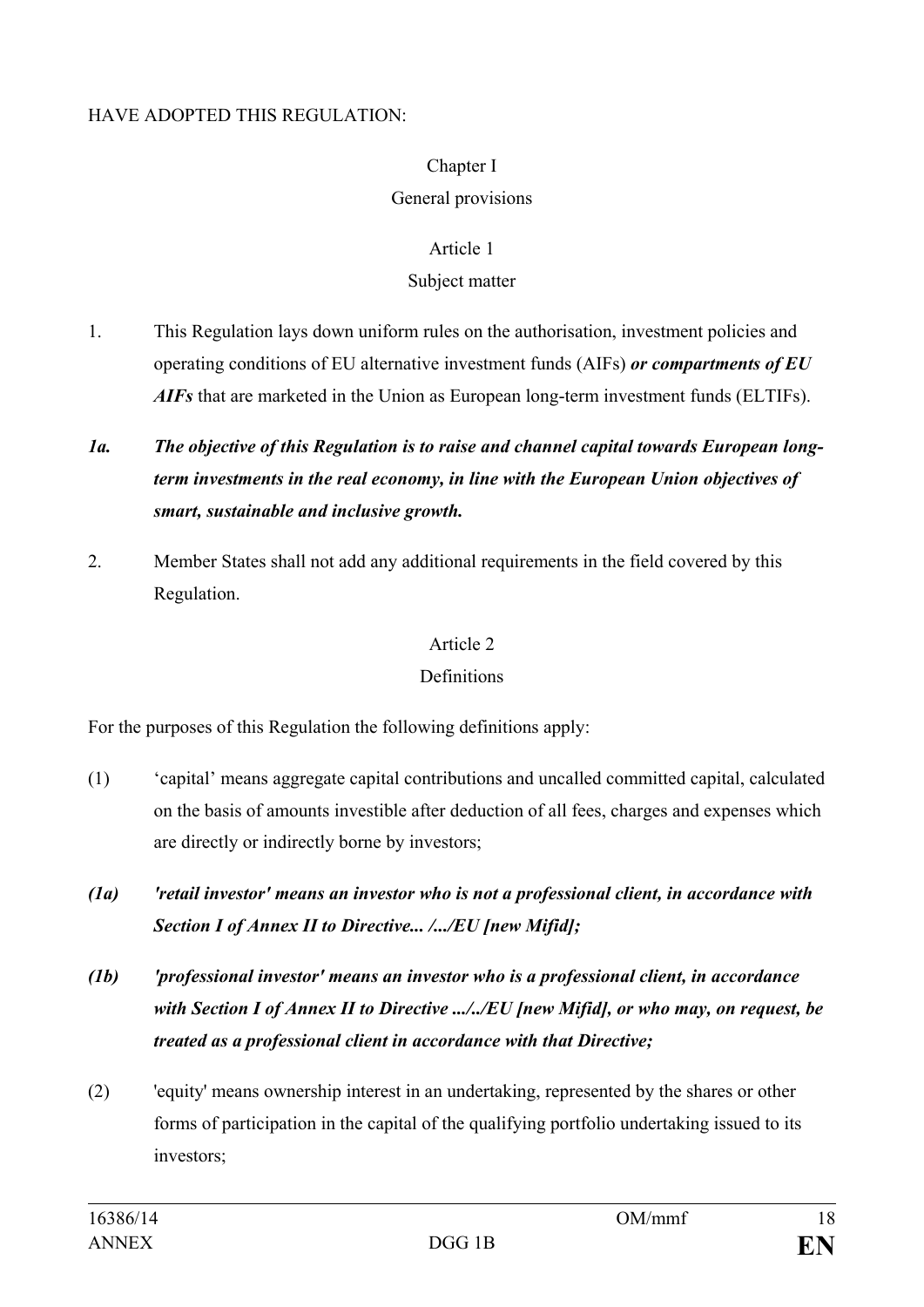HAVE ADOPTED THIS REGULATION:

## Chapter I
## General provisions

### Article 1
### Subject matter

1. This Regulation lays down uniform rules on the authorisation, investment policies and operating conditions of EU alternative investment funds (AIFs) ***or compartments of EU AIFs*** that are marketed in the Union as European long-term investment funds (ELTIFs).

***1a. The objective of this Regulation is to raise and channel capital towards European long-term investments in the real economy, in line with the European Union objectives of smart, sustainable and inclusive growth.***

2. Member States shall not add any additional requirements in the field covered by this Regulation.

### Article 2
### Definitions

For the purposes of this Regulation the following definitions apply:

(1) ‘capital’ means aggregate capital contributions and uncalled committed capital, calculated on the basis of amounts investible after deduction of all fees, charges and expenses which are directly or indirectly borne by investors;

***(1a) 'retail investor' means an investor who is not a professional client, in accordance with Section I of Annex II to Directive... /.../EU [new Mifid];***

***(1b) 'professional investor' means an investor who is a professional client, in accordance with Section I of Annex II to Directive .../../EU [new Mifid], or who may, on request, be treated as a professional client in accordance with that Directive;***

(2) 'equity' means ownership interest in an undertaking, represented by the shares or other forms of participation in the capital of the qualifying portfolio undertaking issued to its investors;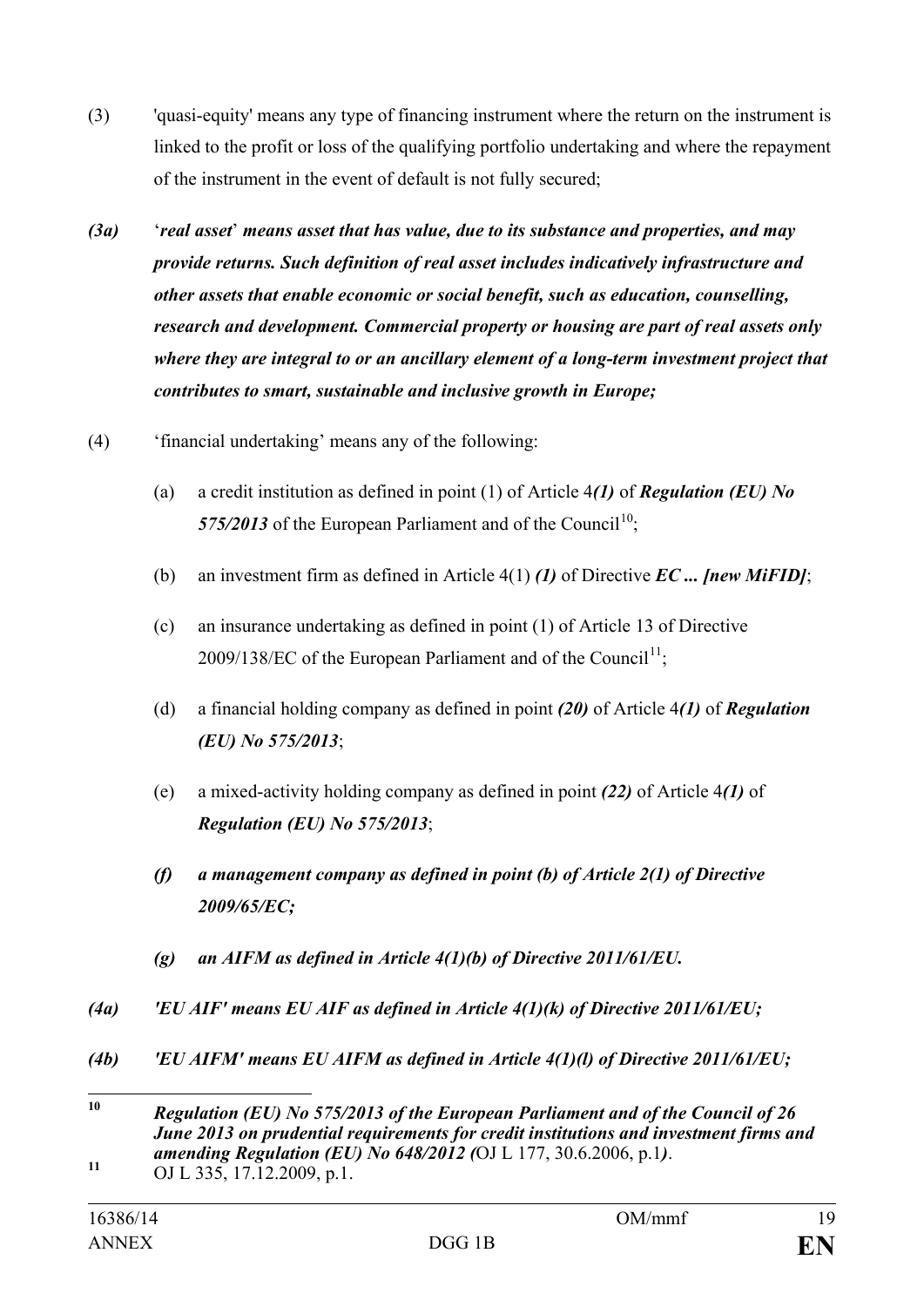(3) 'quasi-equity' means any type of financing instrument where the return on the instrument is linked to the profit or loss of the qualifying portfolio undertaking and where the repayment of the instrument in the event of default is not fully secured;

***(3a)*** ***'real asset' means asset that has value, due to its substance and properties, and may provide returns. Such definition of real asset includes indicatively infrastructure and other assets that enable economic or social benefit, such as education, counselling, research and development. Commercial property or housing are part of real assets only where they are integral to or an ancillary element of a long-term investment project that contributes to smart, sustainable and inclusive growth in Europe;***

(4) 'financial undertaking' means any of the following:

(a) a credit institution as defined in point (1) of Article 4***(1)*** of ***Regulation (EU) No 575/2013*** of the European Parliament and of the Council[10];

(b) an investment firm as defined in Article 4(1) ***(1)*** of Directive ***EC ... [new MiFID]***;

(c) an insurance undertaking as defined in point (1) of Article 13 of Directive 2009/138/EC of the European Parliament and of the Council[11];

(d) a financial holding company as defined in point ***(20)*** of Article 4***(1)*** of ***Regulation (EU) No 575/2013***;

(e) a mixed-activity holding company as defined in point ***(22)*** of Article 4***(1)*** of ***Regulation (EU) No 575/2013***;

***(f) a management company as defined in point (b) of Article 2(1) of Directive 2009/65/EC;***

***(g) an AIFM as defined in Article 4(1)(b) of Directive 2011/61/EU.***

***(4a) 'EU AIF' means EU AIF as defined in Article 4(1)(k) of Directive 2011/61/EU;***

***(4b) 'EU AIFM' means EU AIFM as defined in Article 4(1)(l) of Directive 2011/61/EU;***

---

[10] ***Regulation (EU) No 575/2013 of the European Parliament and of the Council of 26 June 2013 on prudential requirements for credit institutions and investment firms and amending Regulation (EU) No 648/2012 (***OJ L 177, 30.6.2006, p.1***)***.

[11] OJ L 335, 17.12.2009, p.1.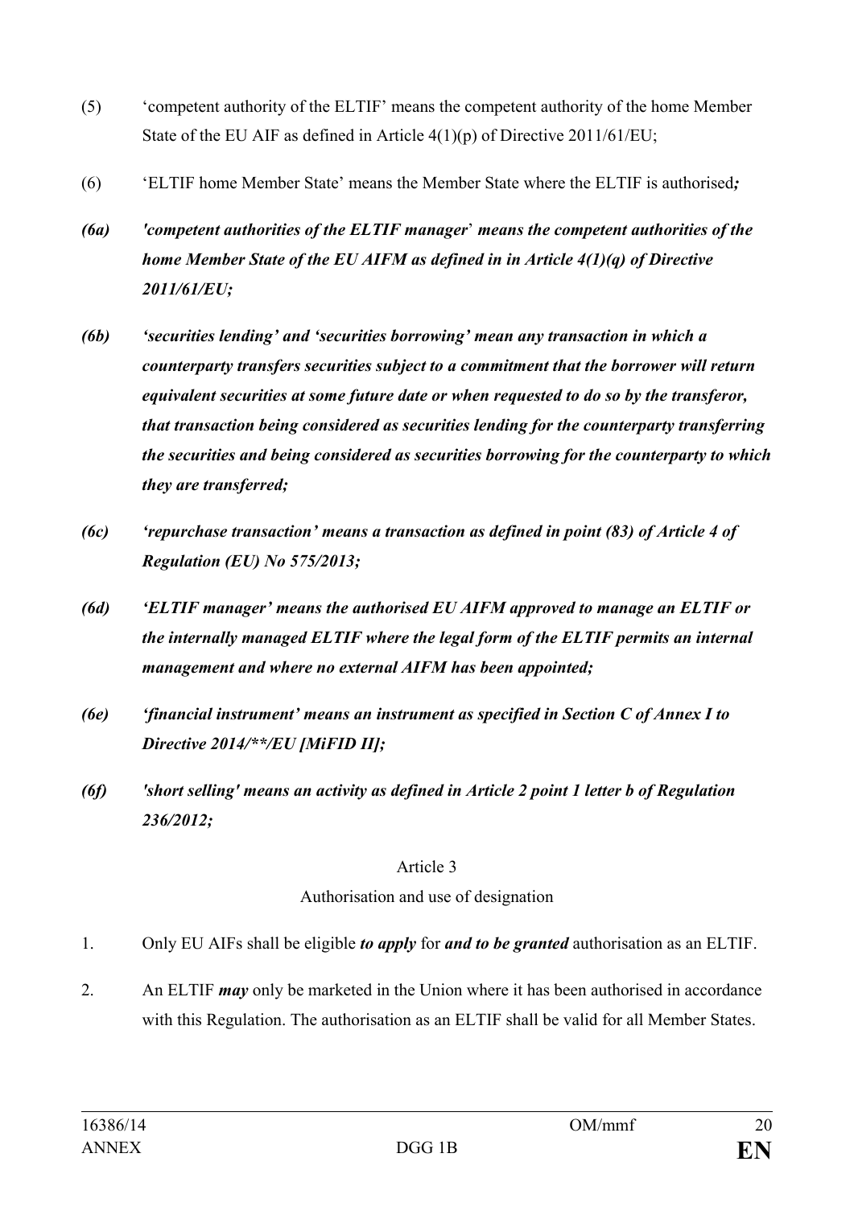(5) 'competent authority of the ELTIF' means the competent authority of the home Member State of the EU AIF as defined in Article 4(1)(p) of Directive 2011/61/EU;

(6) 'ELTIF home Member State' means the Member State where the ELTIF is authorised***;***

***(6a) 'competent authorities of the ELTIF manager' means the competent authorities of the home Member State of the EU AIFM as defined in in Article 4(1)(q) of Directive 2011/61/EU;***

***(6b) 'securities lending' and 'securities borrowing' mean any transaction in which a counterparty transfers securities subject to a commitment that the borrower will return equivalent securities at some future date or when requested to do so by the transferor, that transaction being considered as securities lending for the counterparty transferring the securities and being considered as securities borrowing for the counterparty to which they are transferred;***

***(6c) 'repurchase transaction' means a transaction as defined in point (83) of Article 4 of Regulation (EU) No 575/2013;***

***(6d) 'ELTIF manager' means the authorised EU AIFM approved to manage an ELTIF or the internally managed ELTIF where the legal form of the ELTIF permits an internal management and where no external AIFM has been appointed;***

***(6e) 'financial instrument' means an instrument as specified in Section C of Annex I to Directive 2014/**/EU [MiFID II];***

***(6f) 'short selling' means an activity as defined in Article 2 point 1 letter b of Regulation 236/2012;***

Article 3

Authorisation and use of designation

1. Only EU AIFs shall be eligible ***to apply*** for ***and to be granted*** authorisation as an ELTIF.

2. An ELTIF ***may*** only be marketed in the Union where it has been authorised in accordance with this Regulation. The authorisation as an ELTIF shall be valid for all Member States.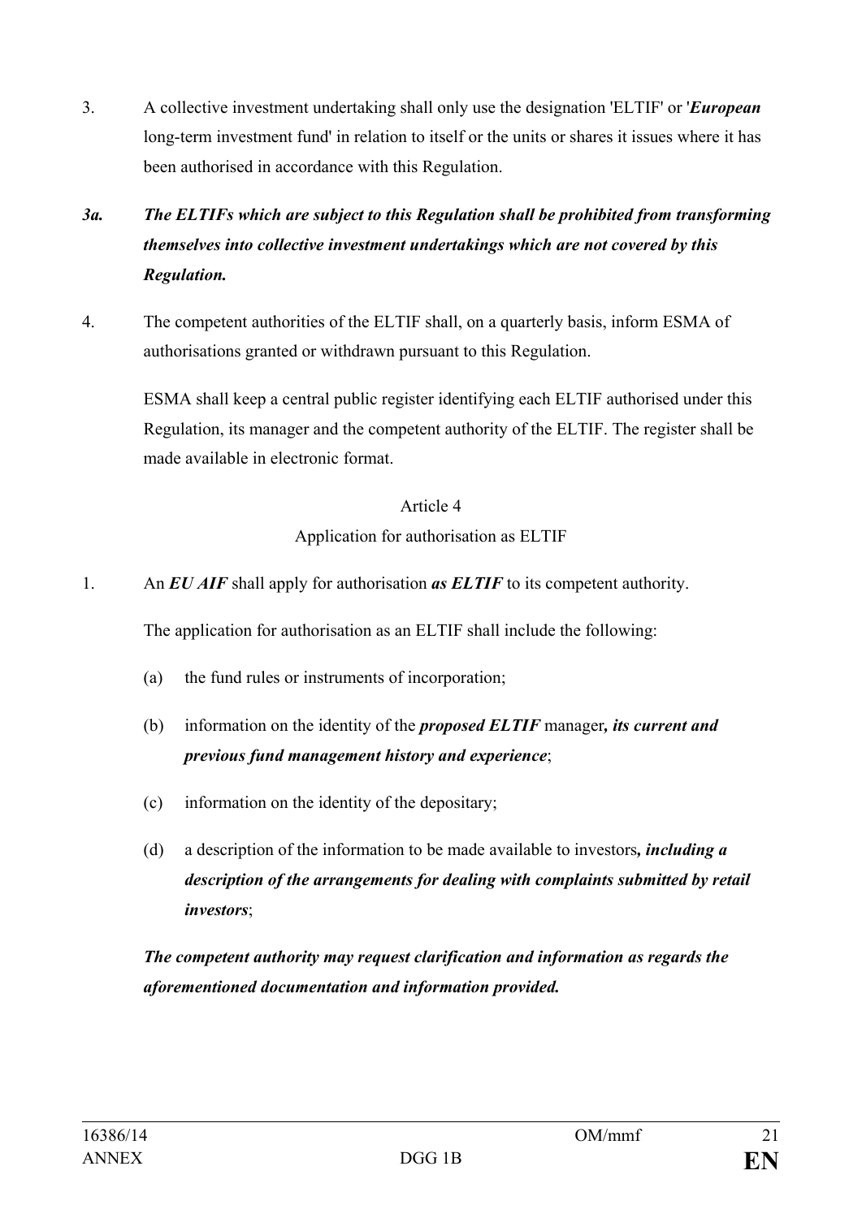3. A collective investment undertaking shall only use the designation 'ELTIF' or '***European*** long-term investment fund' in relation to itself or the units or shares it issues where it has been authorised in accordance with this Regulation.

***3a. The ELTIFs which are subject to this Regulation shall be prohibited from transforming themselves into collective investment undertakings which are not covered by this Regulation.***

4. The competent authorities of the ELTIF shall, on a quarterly basis, inform ESMA of authorisations granted or withdrawn pursuant to this Regulation.

   ESMA shall keep a central public register identifying each ELTIF authorised under this Regulation, its manager and the competent authority of the ELTIF. The register shall be made available in electronic format.

Article 4

Application for authorisation as ELTIF

1. An ***EU AIF*** shall apply for authorisation ***as ELTIF*** to its competent authority.

   The application for authorisation as an ELTIF shall include the following:

   (a) the fund rules or instruments of incorporation;

   (b) information on the identity of the ***proposed ELTIF*** manager***, its current and previous fund management history and experience***;

   (c) information on the identity of the depositary;

   (d) a description of the information to be made available to investors***, including a description of the arrangements for dealing with complaints submitted by retail investors***;

   ***The competent authority may request clarification and information as regards the aforementioned documentation and information provided.***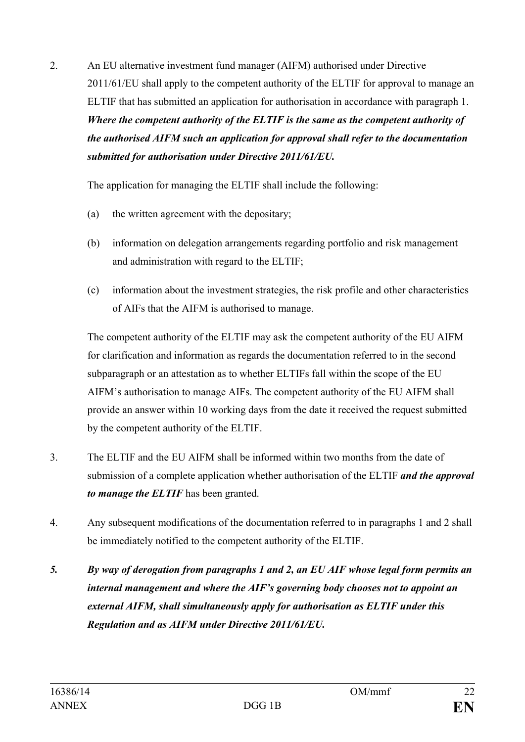2. An EU alternative investment fund manager (AIFM) authorised under Directive 2011/61/EU shall apply to the competent authority of the ELTIF for approval to manage an ELTIF that has submitted an application for authorisation in accordance with paragraph 1. ***Where the competent authority of the ELTIF is the same as the competent authority of the authorised AIFM such an application for approval shall refer to the documentation submitted for authorisation under Directive 2011/61/EU.***

   The application for managing the ELTIF shall include the following:

   (a) the written agreement with the depositary;

   (b) information on delegation arrangements regarding portfolio and risk management and administration with regard to the ELTIF;

   (c) information about the investment strategies, the risk profile and other characteristics of AIFs that the AIFM is authorised to manage.

   The competent authority of the ELTIF may ask the competent authority of the EU AIFM for clarification and information as regards the documentation referred to in the second subparagraph or an attestation as to whether ELTIFs fall within the scope of the EU AIFM's authorisation to manage AIFs. The competent authority of the EU AIFM shall provide an answer within 10 working days from the date it received the request submitted by the competent authority of the ELTIF.

3. The ELTIF and the EU AIFM shall be informed within two months from the date of submission of a complete application whether authorisation of the ELTIF ***and the approval to manage the ELTIF*** has been granted.

4. Any subsequent modifications of the documentation referred to in paragraphs 1 and 2 shall be immediately notified to the competent authority of the ELTIF.

***5. By way of derogation from paragraphs 1 and 2, an EU AIF whose legal form permits an internal management and where the AIF's governing body chooses not to appoint an external AIFM, shall simultaneously apply for authorisation as ELTIF under this Regulation and as AIFM under Directive 2011/61/EU.***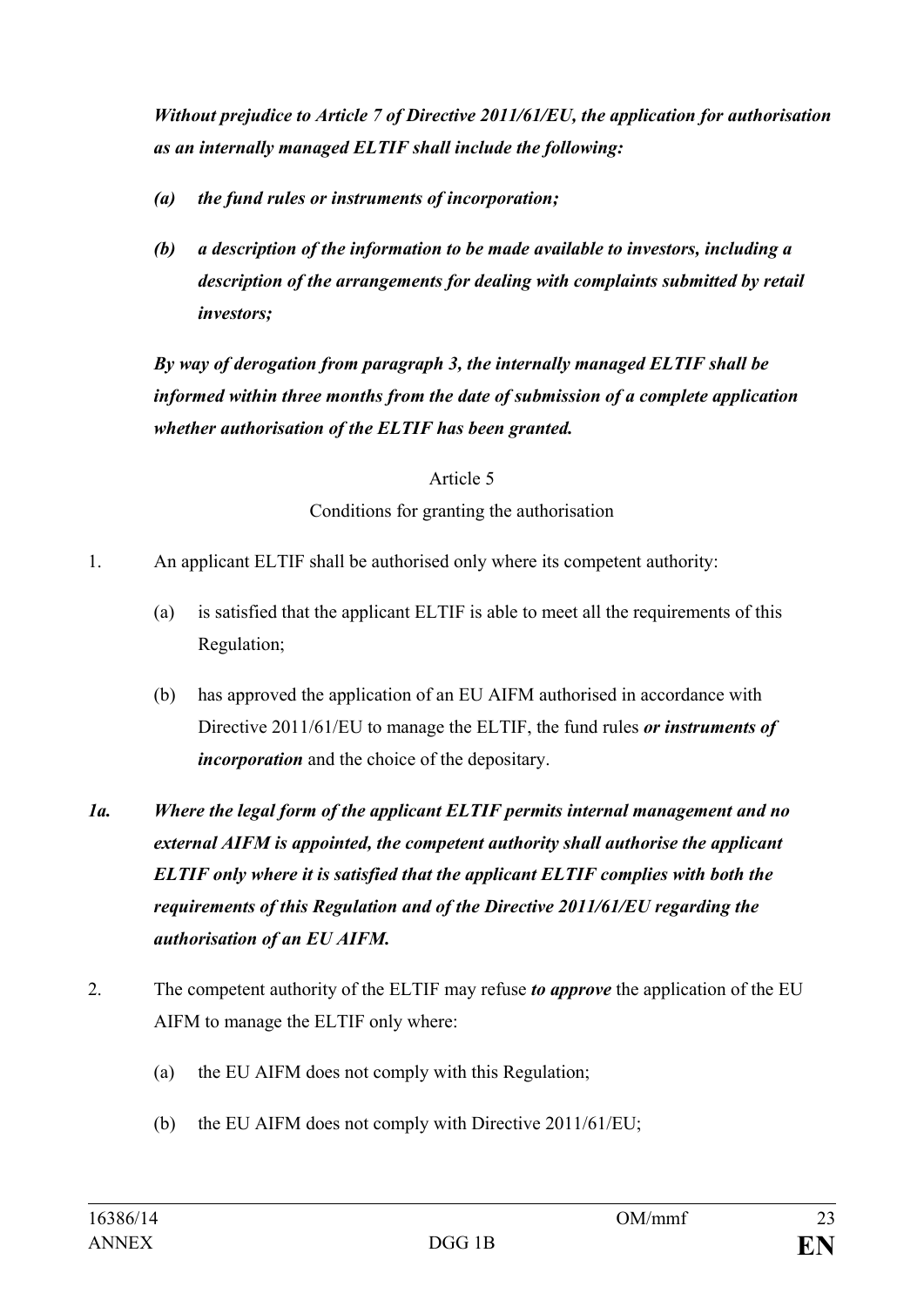***Without prejudice to Article 7 of Directive 2011/61/EU, the application for authorisation as an internally managed ELTIF shall include the following:***

***(a) the fund rules or instruments of incorporation;***

***(b) a description of the information to be made available to investors, including a description of the arrangements for dealing with complaints submitted by retail investors;***

***By way of derogation from paragraph 3, the internally managed ELTIF shall be informed within three months from the date of submission of a complete application whether authorisation of the ELTIF has been granted.***

Article 5

Conditions for granting the authorisation

1. An applicant ELTIF shall be authorised only where its competent authority:

   (a) is satisfied that the applicant ELTIF is able to meet all the requirements of this Regulation;

   (b) has approved the application of an EU AIFM authorised in accordance with Directive 2011/61/EU to manage the ELTIF, the fund rules ***or instruments of incorporation*** and the choice of the depositary.

***1a. Where the legal form of the applicant ELTIF permits internal management and no external AIFM is appointed, the competent authority shall authorise the applicant ELTIF only where it is satisfied that the applicant ELTIF complies with both the requirements of this Regulation and of the Directive 2011/61/EU regarding the authorisation of an EU AIFM.***

2. The competent authority of the ELTIF may refuse ***to approve*** the application of the EU AIFM to manage the ELTIF only where:

   (a) the EU AIFM does not comply with this Regulation;

   (b) the EU AIFM does not comply with Directive 2011/61/EU;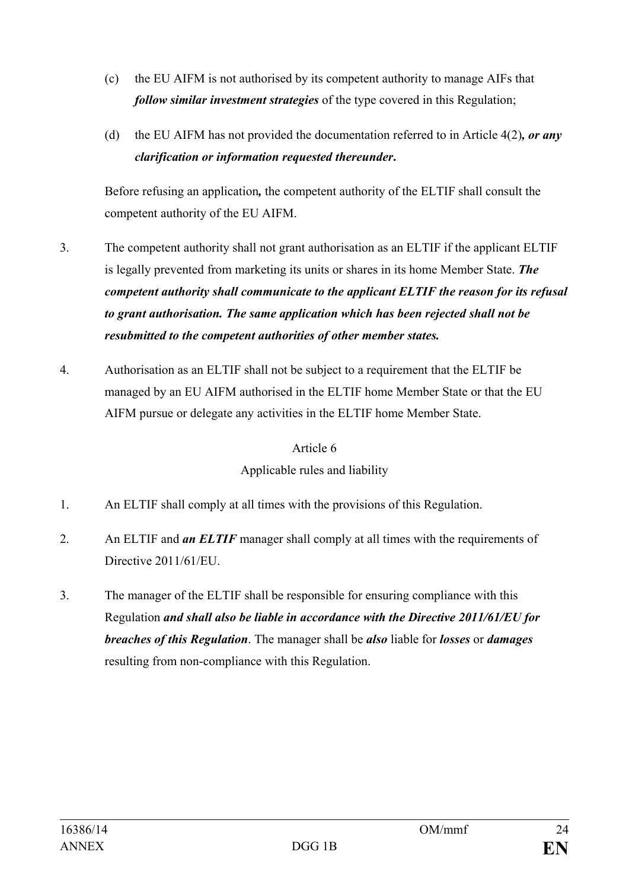(c) the EU AIFM is not authorised by its competent authority to manage AIFs that ***follow similar investment strategies*** of the type covered in this Regulation;

(d) the EU AIFM has not provided the documentation referred to in Article 4(2)***, or any clarification or information requested thereunder*.**

Before refusing an application*,* the competent authority of the ELTIF shall consult the competent authority of the EU AIFM.

3. The competent authority shall not grant authorisation as an ELTIF if the applicant ELTIF is legally prevented from marketing its units or shares in its home Member State. ***The competent authority shall communicate to the applicant ELTIF the reason for its refusal to grant authorisation. The same application which has been rejected shall not be resubmitted to the competent authorities of other member states.***

4. Authorisation as an ELTIF shall not be subject to a requirement that the ELTIF be managed by an EU AIFM authorised in the ELTIF home Member State or that the EU AIFM pursue or delegate any activities in the ELTIF home Member State.

Article 6

Applicable rules and liability

1. An ELTIF shall comply at all times with the provisions of this Regulation.

2. An ELTIF and ***an ELTIF*** manager shall comply at all times with the requirements of Directive 2011/61/EU.

3. The manager of the ELTIF shall be responsible for ensuring compliance with this Regulation ***and shall also be liable in accordance with the Directive 2011/61/EU for breaches of this Regulation***. The manager shall be ***also*** liable for ***losses*** or ***damages*** resulting from non-compliance with this Regulation.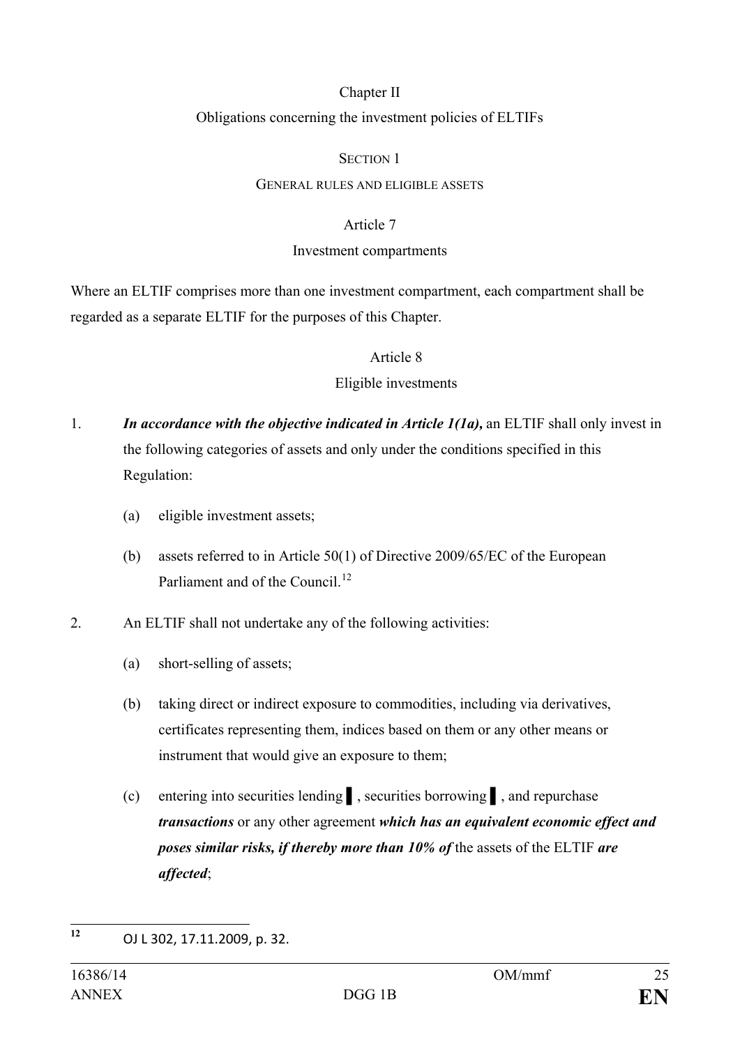Chapter II

Obligations concerning the investment policies of ELTIFs

SECTION 1

GENERAL RULES AND ELIGIBLE ASSETS

Article 7

Investment compartments

Where an ELTIF comprises more than one investment compartment, each compartment shall be regarded as a separate ELTIF for the purposes of this Chapter.

Article 8

Eligible investments

1. ***In accordance with the objective indicated in Article 1(1a),*** an ELTIF shall only invest in the following categories of assets and only under the conditions specified in this Regulation:

   (a) eligible investment assets;

   (b) assets referred to in Article 50(1) of Directive 2009/65/EC of the European Parliament and of the Council.[12]

2. An ELTIF shall not undertake any of the following activities:

   (a) short-selling of assets;

   (b) taking direct or indirect exposure to commodities, including via derivatives, certificates representing them, indices based on them or any other means or instrument that would give an exposure to them;

   (c) entering into securities lending ▌, securities borrowing ▌, and repurchase ***transactions*** or any other agreement ***which has an equivalent economic effect and poses similar risks, if thereby more than 10% of*** the assets of the ELTIF ***are affected***;

[12] OJ L 302, 17.11.2009, p. 32.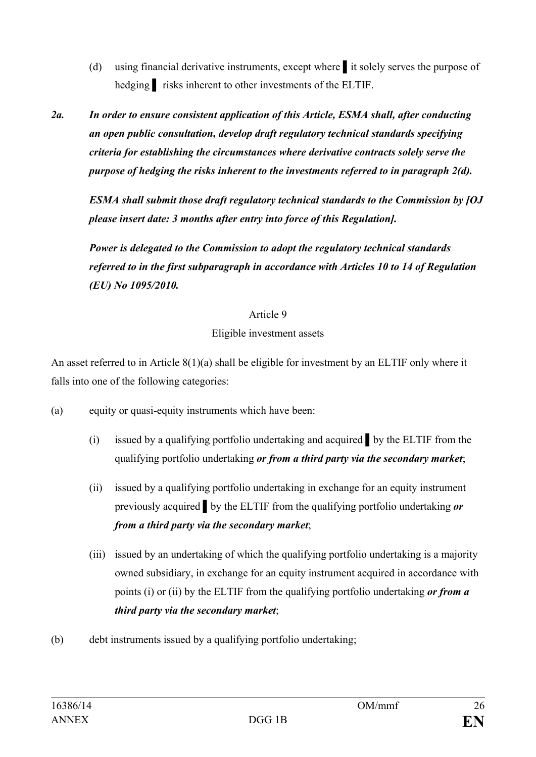(d) using financial derivative instruments, except where ▌ it solely serves the purpose of hedging ▌ risks inherent to other investments of the ELTIF.

***2a. In order to ensure consistent application of this Article, ESMA shall, after conducting an open public consultation, develop draft regulatory technical standards specifying criteria for establishing the circumstances where derivative contracts solely serve the purpose of hedging the risks inherent to the investments referred to in paragraph 2(d).***

***ESMA shall submit those draft regulatory technical standards to the Commission by [OJ please insert date: 3 months after entry into force of this Regulation].***

***Power is delegated to the Commission to adopt the regulatory technical standards referred to in the first subparagraph in accordance with Articles 10 to 14 of Regulation (EU) No 1095/2010.***

Article 9

Eligible investment assets

An asset referred to in Article 8(1)(a) shall be eligible for investment by an ELTIF only where it falls into one of the following categories:

(a) equity or quasi-equity instruments which have been:

(i) issued by a qualifying portfolio undertaking and acquired ▌ by the ELTIF from the qualifying portfolio undertaking ***or from a third party via the secondary market***;

(ii) issued by a qualifying portfolio undertaking in exchange for an equity instrument previously acquired ▌ by the ELTIF from the qualifying portfolio undertaking ***or from a third party via the secondary market***;

(iii) issued by an undertaking of which the qualifying portfolio undertaking is a majority owned subsidiary, in exchange for an equity instrument acquired in accordance with points (i) or (ii) by the ELTIF from the qualifying portfolio undertaking ***or from a third party via the secondary market***;

(b) debt instruments issued by a qualifying portfolio undertaking;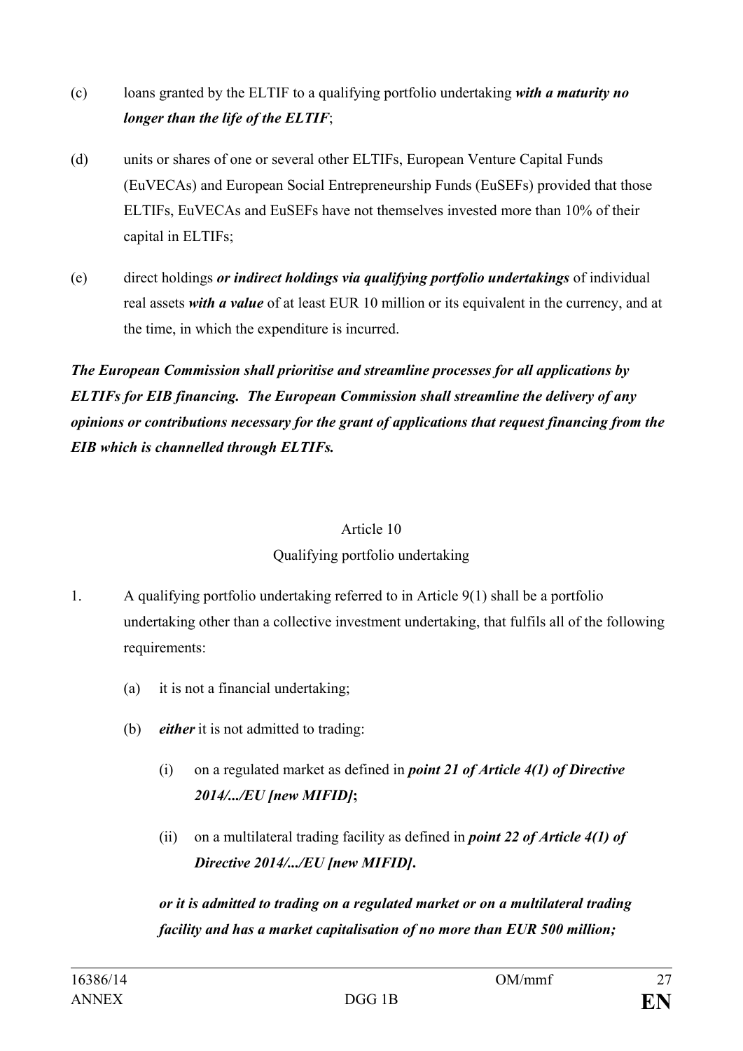(c) loans granted by the ELTIF to a qualifying portfolio undertaking ***with a maturity no longer than the life of the ELTIF***;

(d) units or shares of one or several other ELTIFs, European Venture Capital Funds (EuVECAs) and European Social Entrepreneurship Funds (EuSEFs) provided that those ELTIFs, EuVECAs and EuSEFs have not themselves invested more than 10% of their capital in ELTIFs;

(e) direct holdings ***or indirect holdings via qualifying portfolio undertakings*** of individual real assets ***with a value*** of at least EUR 10 million or its equivalent in the currency, and at the time, in which the expenditure is incurred.

***The European Commission shall prioritise and streamline processes for all applications by ELTIFs for EIB financing. The European Commission shall streamline the delivery of any opinions or contributions necessary for the grant of applications that request financing from the EIB which is channelled through ELTIFs.***

## Article 10
## Qualifying portfolio undertaking

1. A qualifying portfolio undertaking referred to in Article 9(1) shall be a portfolio undertaking other than a collective investment undertaking, that fulfils all of the following requirements:

   (a) it is not a financial undertaking;

   (b) ***either*** it is not admitted to trading:

      (i) on a regulated market as defined in ***point 21 of Article 4(1) of Directive 2014/.../EU [new MIFID]*****;**

      (ii) on a multilateral trading facility as defined in ***point 22 of Article 4(1) of Directive 2014/.../EU [new MIFID]*****.**

   ***or it is admitted to trading on a regulated market or on a multilateral trading facility and has a market capitalisation of no more than EUR 500 million;***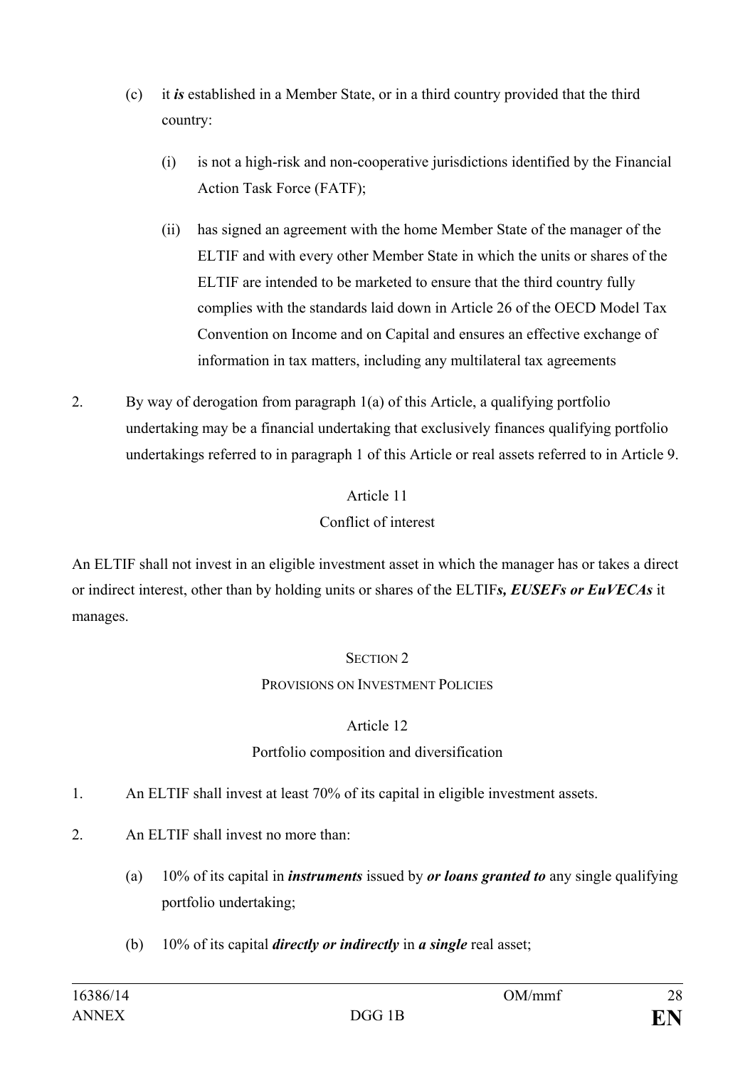(c) it ***is*** established in a Member State, or in a third country provided that the third country:

   (i) is not a high-risk and non-cooperative jurisdictions identified by the Financial Action Task Force (FATF);

   (ii) has signed an agreement with the home Member State of the manager of the ELTIF and with every other Member State in which the units or shares of the ELTIF are intended to be marketed to ensure that the third country fully complies with the standards laid down in Article 26 of the OECD Model Tax Convention on Income and on Capital and ensures an effective exchange of information in tax matters, including any multilateral tax agreements

2. By way of derogation from paragraph 1(a) of this Article, a qualifying portfolio undertaking may be a financial undertaking that exclusively finances qualifying portfolio undertakings referred to in paragraph 1 of this Article or real assets referred to in Article 9.

### Article 11
### Conflict of interest

An ELTIF shall not invest in an eligible investment asset in which the manager has or takes a direct or indirect interest, other than by holding units or shares of the ELTIF***s, EUSEFs or EuVECAs*** it manages.

## SECTION 2
## PROVISIONS ON INVESTMENT POLICIES

### Article 12
### Portfolio composition and diversification

1. An ELTIF shall invest at least 70% of its capital in eligible investment assets.

2. An ELTIF shall invest no more than:

   (a) 10% of its capital in ***instruments*** issued by ***or loans granted to*** any single qualifying portfolio undertaking;

   (b) 10% of its capital ***directly or indirectly*** in ***a single*** real asset;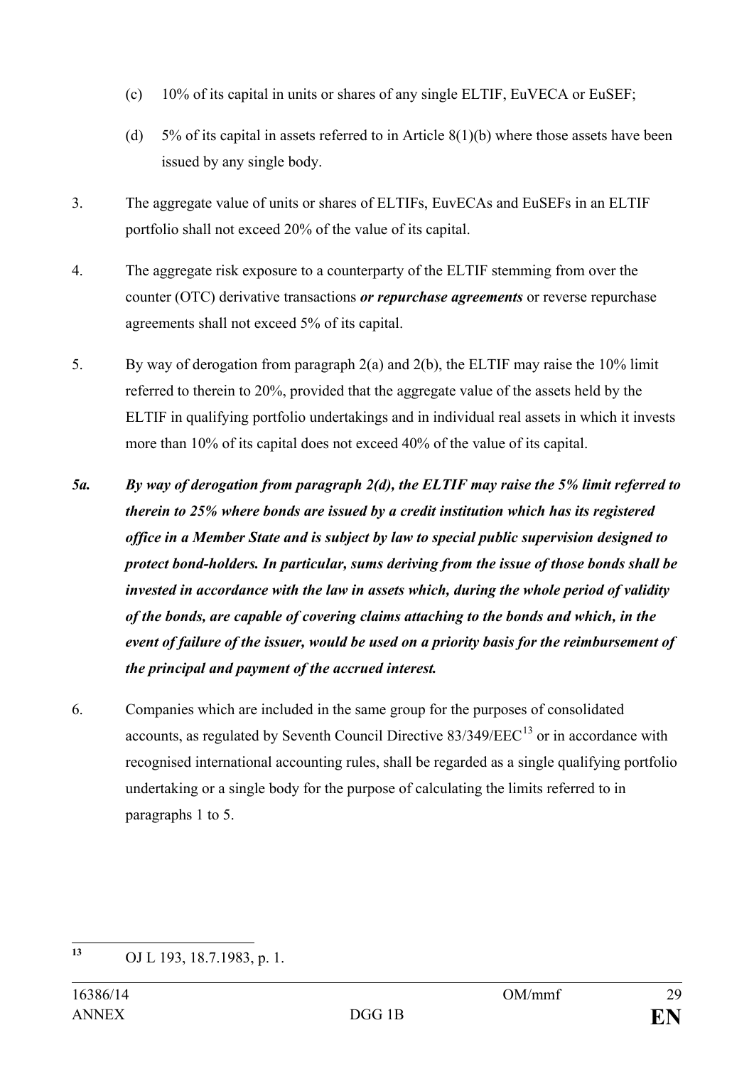(c) 10% of its capital in units or shares of any single ELTIF, EuVECA or EuSEF;

(d) 5% of its capital in assets referred to in Article 8(1)(b) where those assets have been issued by any single body.

3. The aggregate value of units or shares of ELTIFs, EuvECAs and EuSEFs in an ELTIF portfolio shall not exceed 20% of the value of its capital.

4. The aggregate risk exposure to a counterparty of the ELTIF stemming from over the counter (OTC) derivative transactions ***or repurchase agreements*** or reverse repurchase agreements shall not exceed 5% of its capital.

5. By way of derogation from paragraph 2(a) and 2(b), the ELTIF may raise the 10% limit referred to therein to 20%, provided that the aggregate value of the assets held by the ELTIF in qualifying portfolio undertakings and in individual real assets in which it invests more than 10% of its capital does not exceed 40% of the value of its capital.

***5a. By way of derogation from paragraph 2(d), the ELTIF may raise the 5% limit referred to therein to 25% where bonds are issued by a credit institution which has its registered office in a Member State and is subject by law to special public supervision designed to protect bond-holders. In particular, sums deriving from the issue of those bonds shall be invested in accordance with the law in assets which, during the whole period of validity of the bonds, are capable of covering claims attaching to the bonds and which, in the event of failure of the issuer, would be used on a priority basis for the reimbursement of the principal and payment of the accrued interest.***

6. Companies which are included in the same group for the purposes of consolidated accounts, as regulated by Seventh Council Directive 83/349/EEC[13] or in accordance with recognised international accounting rules, shall be regarded as a single qualifying portfolio undertaking or a single body for the purpose of calculating the limits referred to in paragraphs 1 to 5.

---

[13] OJ L 193, 18.7.1983, p. 1.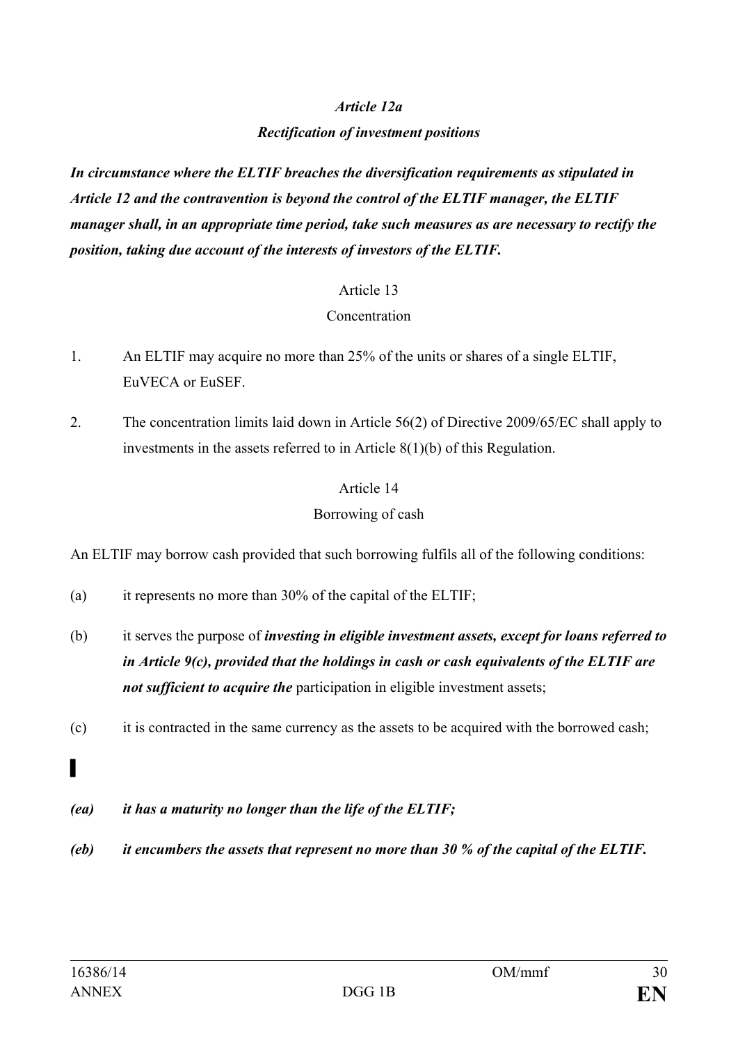*Article 12a*

***Rectification of investment positions***

***In circumstance where the ELTIF breaches the diversification requirements as stipulated in Article 12 and the contravention is beyond the control of the ELTIF manager, the ELTIF manager shall, in an appropriate time period, take such measures as are necessary to rectify the position, taking due account of the interests of investors of the ELTIF.***

Article 13

Concentration

1. An ELTIF may acquire no more than 25% of the units or shares of a single ELTIF, EuVECA or EuSEF.

2. The concentration limits laid down in Article 56(2) of Directive 2009/65/EC shall apply to investments in the assets referred to in Article 8(1)(b) of this Regulation.

Article 14

Borrowing of cash

An ELTIF may borrow cash provided that such borrowing fulfils all of the following conditions:

(a) it represents no more than 30% of the capital of the ELTIF;

(b) it serves the purpose of ***investing in eligible investment assets, except for loans referred to in Article 9(c), provided that the holdings in cash or cash equivalents of the ELTIF are not sufficient to acquire the*** participation in eligible investment assets;

(c) it is contracted in the same currency as the assets to be acquired with the borrowed cash;

▌

***(ea) it has a maturity no longer than the life of the ELTIF;***

***(eb) it encumbers the assets that represent no more than 30 % of the capital of the ELTIF.***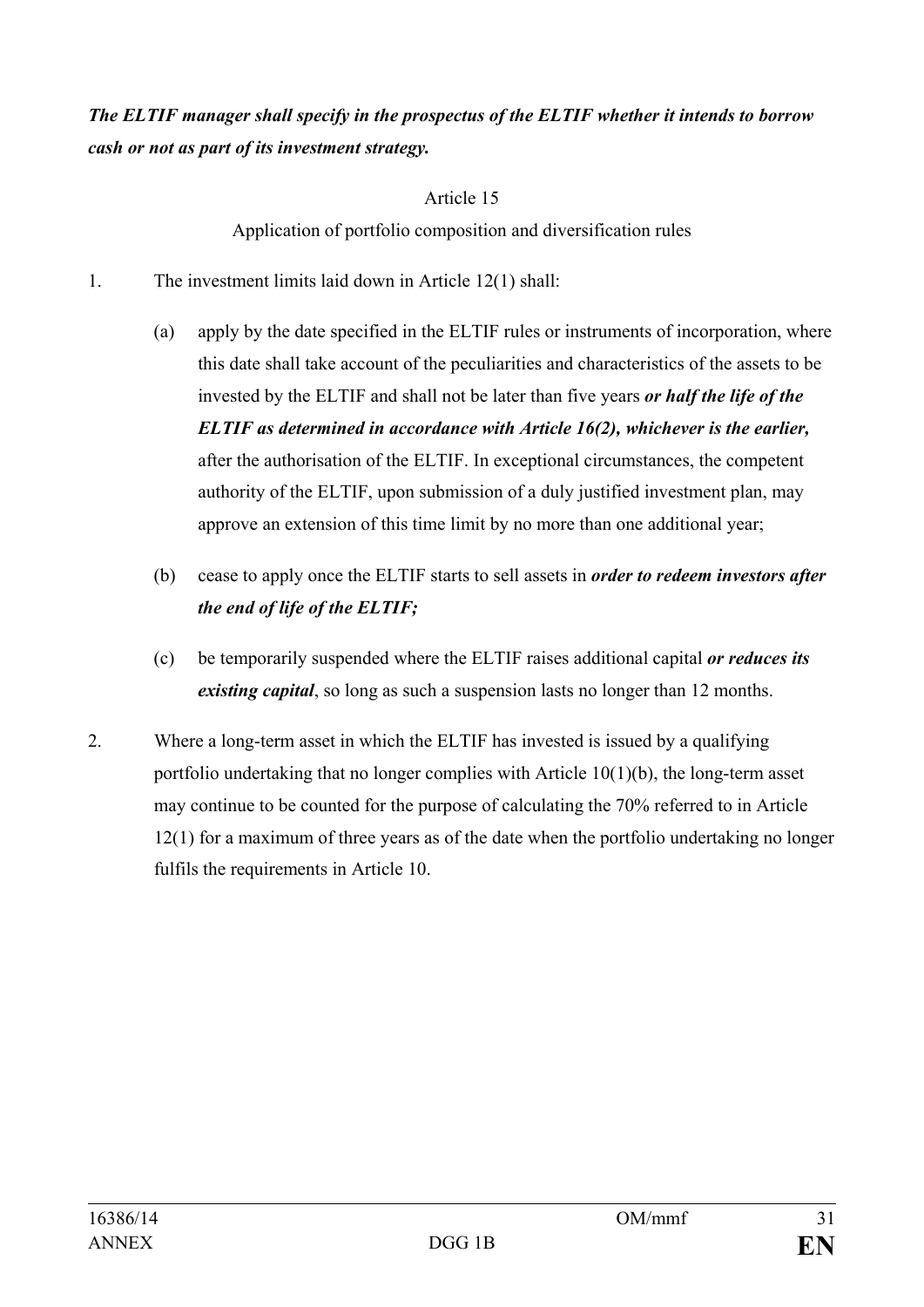***The ELTIF manager shall specify in the prospectus of the ELTIF whether it intends to borrow cash or not as part of its investment strategy.***

Article 15

Application of portfolio composition and diversification rules

1. The investment limits laid down in Article 12(1) shall:

   (a) apply by the date specified in the ELTIF rules or instruments of incorporation, where this date shall take account of the peculiarities and characteristics of the assets to be invested by the ELTIF and shall not be later than five years ***or half the life of the ELTIF as determined in accordance with Article 16(2), whichever is the earlier,*** after the authorisation of the ELTIF. In exceptional circumstances, the competent authority of the ELTIF, upon submission of a duly justified investment plan, may approve an extension of this time limit by no more than one additional year;

   (b) cease to apply once the ELTIF starts to sell assets in ***order to redeem investors after the end of life of the ELTIF;***

   (c) be temporarily suspended where the ELTIF raises additional capital ***or reduces its existing capital***, so long as such a suspension lasts no longer than 12 months.

2. Where a long-term asset in which the ELTIF has invested is issued by a qualifying portfolio undertaking that no longer complies with Article 10(1)(b), the long-term asset may continue to be counted for the purpose of calculating the 70% referred to in Article 12(1) for a maximum of three years as of the date when the portfolio undertaking no longer fulfils the requirements in Article 10.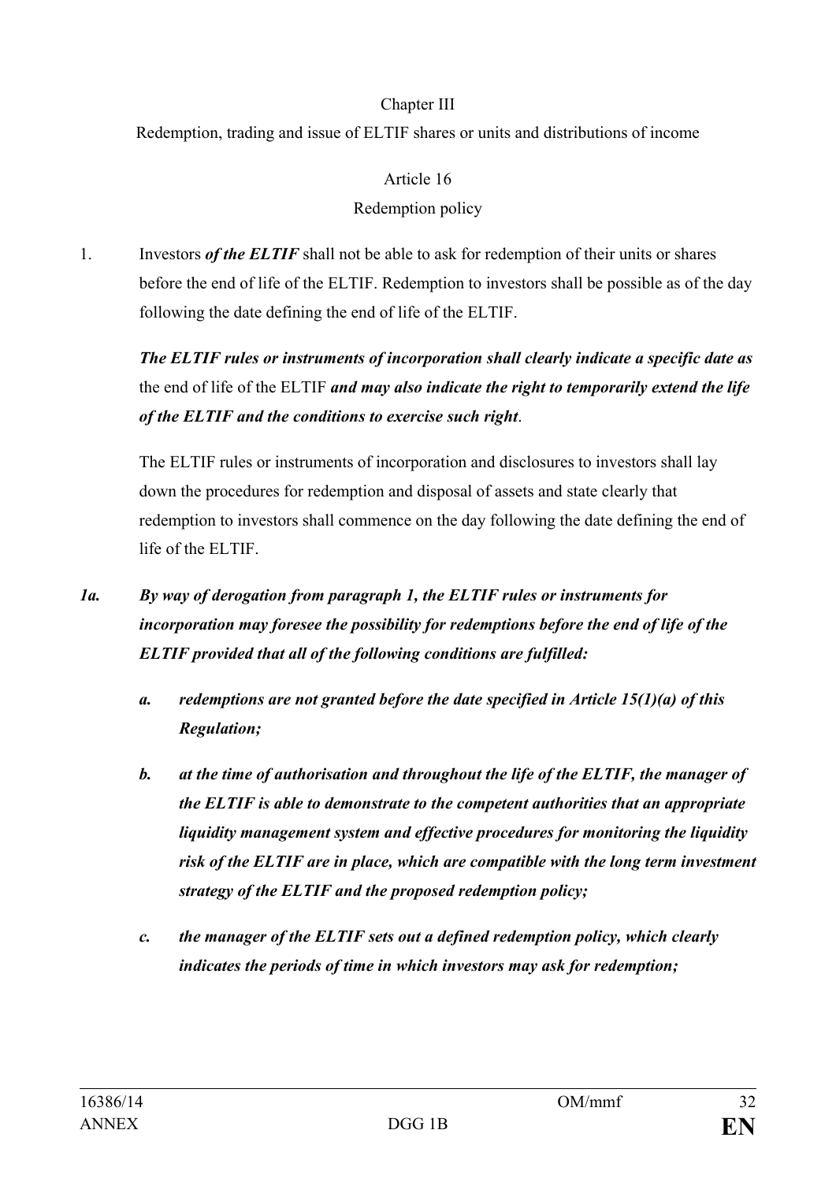Chapter III

Redemption, trading and issue of ELTIF shares or units and distributions of income

Article 16

Redemption policy

1. Investors ***of the ELTIF*** shall not be able to ask for redemption of their units or shares before the end of life of the ELTIF. Redemption to investors shall be possible as of the day following the date defining the end of life of the ELTIF.

   ***The ELTIF rules or instruments of incorporation shall clearly indicate a specific date as*** the end of life of the ELTIF ***and may also indicate the right to temporarily extend the life of the ELTIF and the conditions to exercise such right***.

   The ELTIF rules or instruments of incorporation and disclosures to investors shall lay down the procedures for redemption and disposal of assets and state clearly that redemption to investors shall commence on the day following the date defining the end of life of the ELTIF.

***1a. By way of derogation from paragraph 1, the ELTIF rules or instruments for incorporation may foresee the possibility for redemptions before the end of life of the ELTIF provided that all of the following conditions are fulfilled:***

   ***a. redemptions are not granted before the date specified in Article 15(1)(a) of this Regulation;***

   ***b. at the time of authorisation and throughout the life of the ELTIF, the manager of the ELTIF is able to demonstrate to the competent authorities that an appropriate liquidity management system and effective procedures for monitoring the liquidity risk of the ELTIF are in place, which are compatible with the long term investment strategy of the ELTIF and the proposed redemption policy;***

   ***c. the manager of the ELTIF sets out a defined redemption policy, which clearly indicates the periods of time in which investors may ask for redemption;***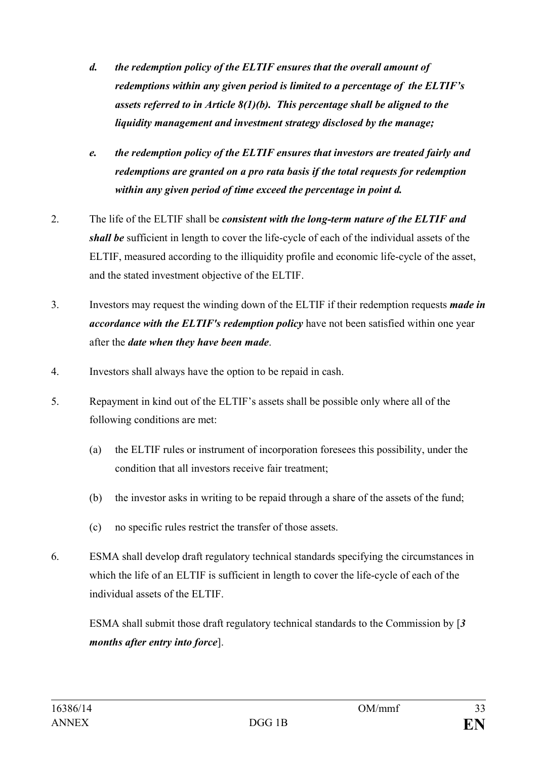*d. the redemption policy of the ELTIF ensures that the overall amount of redemptions within any given period is limited to a percentage of the ELTIF's assets referred to in Article 8(1)(b). This percentage shall be aligned to the liquidity management and investment strategy disclosed by the manage;*

*e. the redemption policy of the ELTIF ensures that investors are treated fairly and redemptions are granted on a pro rata basis if the total requests for redemption within any given period of time exceed the percentage in point d.*

2. The life of the ELTIF shall be ***consistent with the long-term nature of the ELTIF and shall be*** sufficient in length to cover the life-cycle of each of the individual assets of the ELTIF, measured according to the illiquidity profile and economic life-cycle of the asset, and the stated investment objective of the ELTIF.

3. Investors may request the winding down of the ELTIF if their redemption requests ***made in accordance with the ELTIF's redemption policy*** have not been satisfied within one year after the ***date when they have been made***.

4. Investors shall always have the option to be repaid in cash.

5. Repayment in kind out of the ELTIF's assets shall be possible only where all of the following conditions are met:

   (a) the ELTIF rules or instrument of incorporation foresees this possibility, under the condition that all investors receive fair treatment;

   (b) the investor asks in writing to be repaid through a share of the assets of the fund;

   (c) no specific rules restrict the transfer of those assets.

6. ESMA shall develop draft regulatory technical standards specifying the circumstances in which the life of an ELTIF is sufficient in length to cover the life-cycle of each of the individual assets of the ELTIF.

   ESMA shall submit those draft regulatory technical standards to the Commission by [***3 months after entry into force***].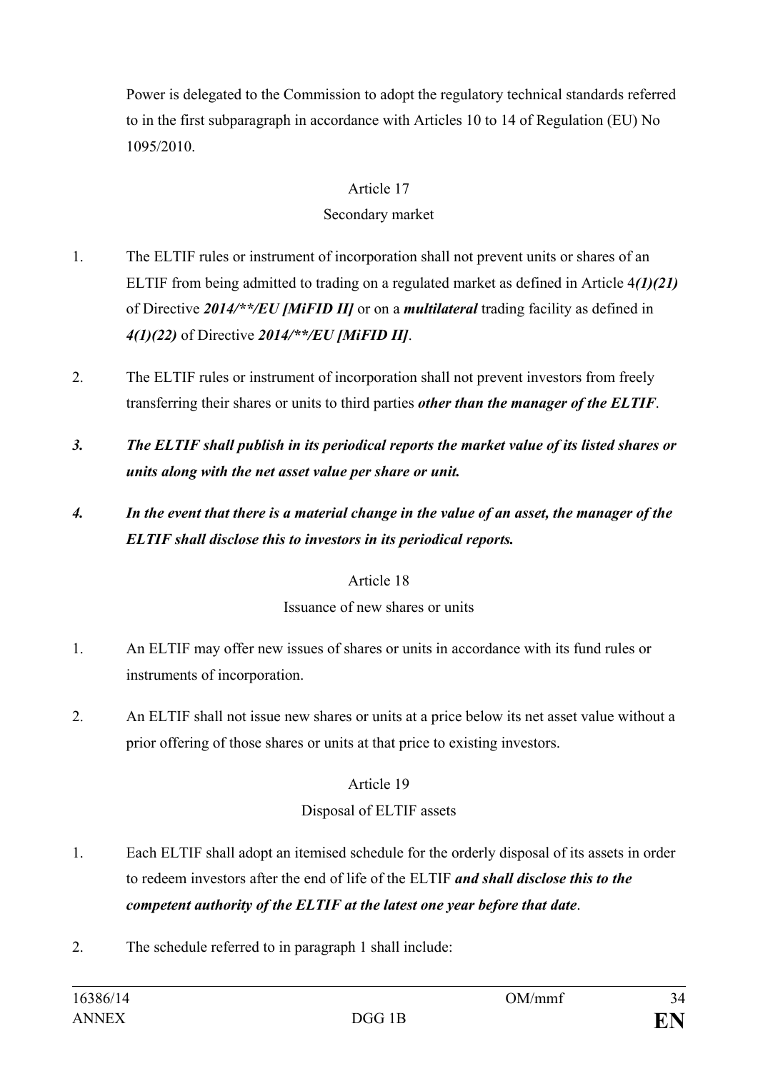Power is delegated to the Commission to adopt the regulatory technical standards referred to in the first subparagraph in accordance with Articles 10 to 14 of Regulation (EU) No 1095/2010.

Article 17

Secondary market

1. The ELTIF rules or instrument of incorporation shall not prevent units or shares of an ELTIF from being admitted to trading on a regulated market as defined in Article 4***(1)(21)*** of Directive ***2014/**/EU [MiFID II]*** or on a ***multilateral*** trading facility as defined in ***4(1)(22)*** of Directive ***2014/**/EU [MiFID II]***.

2. The ELTIF rules or instrument of incorporation shall not prevent investors from freely transferring their shares or units to third parties ***other than the manager of the ELTIF***.

***3. The ELTIF shall publish in its periodical reports the market value of its listed shares or units along with the net asset value per share or unit.***

***4. In the event that there is a material change in the value of an asset, the manager of the ELTIF shall disclose this to investors in its periodical reports.***

Article 18

Issuance of new shares or units

1. An ELTIF may offer new issues of shares or units in accordance with its fund rules or instruments of incorporation.

2. An ELTIF shall not issue new shares or units at a price below its net asset value without a prior offering of those shares or units at that price to existing investors.

Article 19

Disposal of ELTIF assets

1. Each ELTIF shall adopt an itemised schedule for the orderly disposal of its assets in order to redeem investors after the end of life of the ELTIF ***and shall disclose this to the competent authority of the ELTIF at the latest one year before that date***.

2. The schedule referred to in paragraph 1 shall include: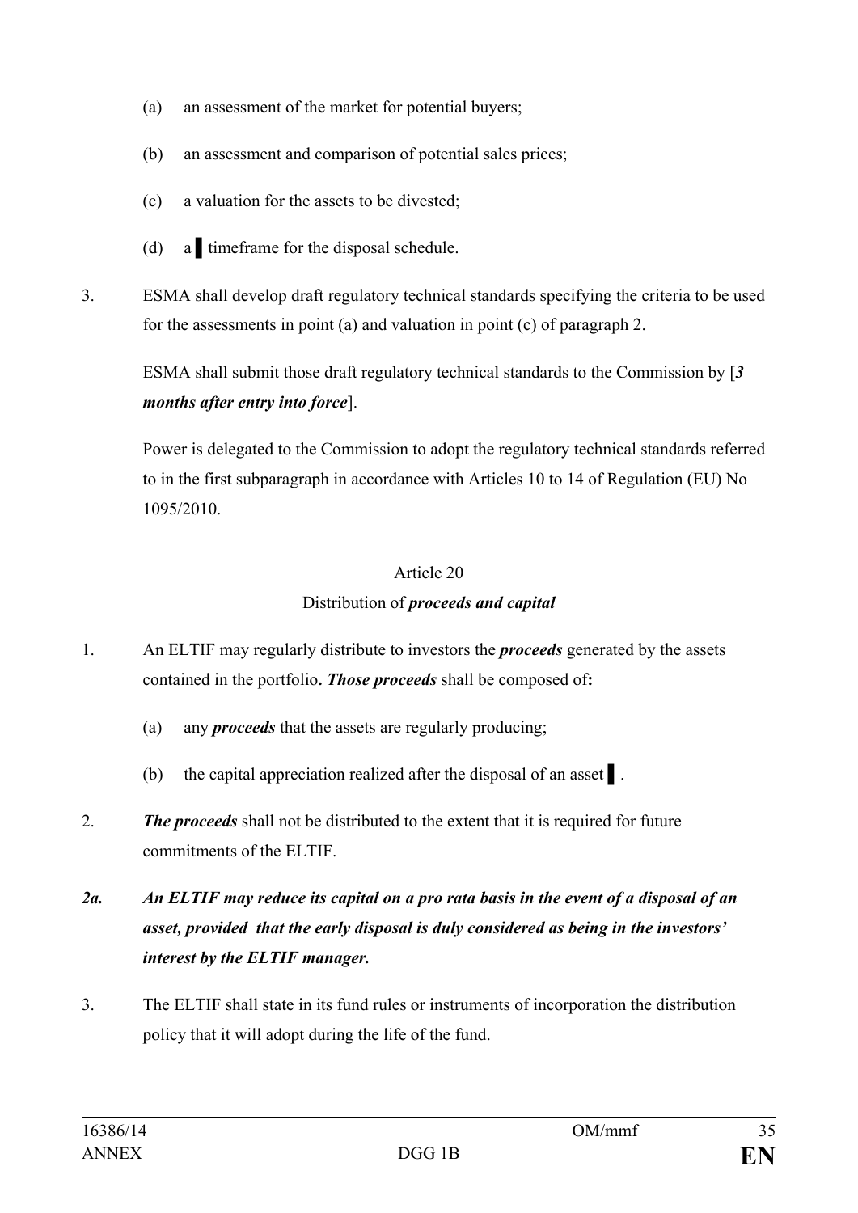(a) an assessment of the market for potential buyers;

(b) an assessment and comparison of potential sales prices;

(c) a valuation for the assets to be divested;

(d) a ▌ timeframe for the disposal schedule.

3. ESMA shall develop draft regulatory technical standards specifying the criteria to be used for the assessments in point (a) and valuation in point (c) of paragraph 2.

ESMA shall submit those draft regulatory technical standards to the Commission by [***3 months after entry into force***].

Power is delegated to the Commission to adopt the regulatory technical standards referred to in the first subparagraph in accordance with Articles 10 to 14 of Regulation (EU) No 1095/2010.

Article 20

Distribution of ***proceeds and capital***

1. An ELTIF may regularly distribute to investors the ***proceeds*** generated by the assets contained in the portfolio***. Those proceeds*** shall be composed of***:***

(a) any ***proceeds*** that the assets are regularly producing;

(b) the capital appreciation realized after the disposal of an asset ▌.

2. ***The proceeds*** shall not be distributed to the extent that it is required for future commitments of the ELTIF.

***2a. An ELTIF may reduce its capital on a pro rata basis in the event of a disposal of an asset, provided that the early disposal is duly considered as being in the investors' interest by the ELTIF manager.***

3. The ELTIF shall state in its fund rules or instruments of incorporation the distribution policy that it will adopt during the life of the fund.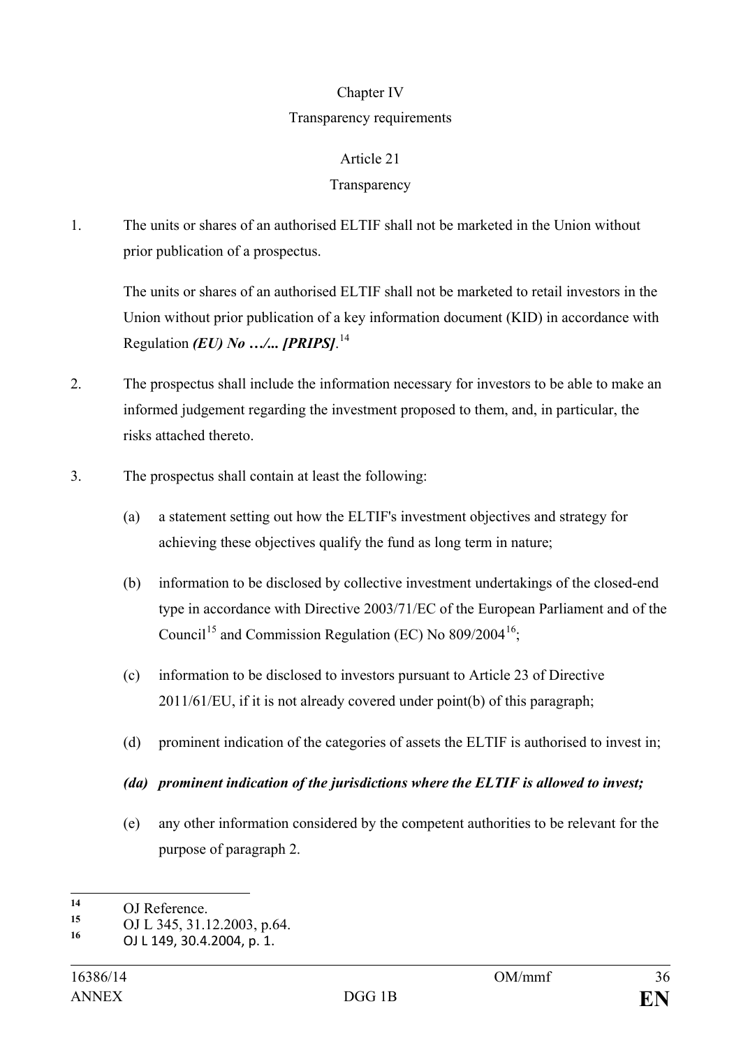Chapter IV

Transparency requirements

Article 21

Transparency

1. The units or shares of an authorised ELTIF shall not be marketed in the Union without prior publication of a prospectus.

   The units or shares of an authorised ELTIF shall not be marketed to retail investors in the Union without prior publication of a key information document (KID) in accordance with Regulation ***(EU) No …/... [PRIPS]***.[14]

2. The prospectus shall include the information necessary for investors to be able to make an informed judgement regarding the investment proposed to them, and, in particular, the risks attached thereto.

3. The prospectus shall contain at least the following:

   (a) a statement setting out how the ELTIF's investment objectives and strategy for achieving these objectives qualify the fund as long term in nature;

   (b) information to be disclosed by collective investment undertakings of the closed-end type in accordance with Directive 2003/71/EC of the European Parliament and of the Council[15] and Commission Regulation (EC) No 809/2004[16];

   (c) information to be disclosed to investors pursuant to Article 23 of Directive 2011/61/EU, if it is not already covered under point(b) of this paragraph;

   (d) prominent indication of the categories of assets the ELTIF is authorised to invest in;

   ***(da) prominent indication of the jurisdictions where the ELTIF is allowed to invest;***

   (e) any other information considered by the competent authorities to be relevant for the purpose of paragraph 2.

---

[14] OJ Reference.

[15] OJ L 345, 31.12.2003, p.64.

[16] OJ L 149, 30.4.2004, p. 1.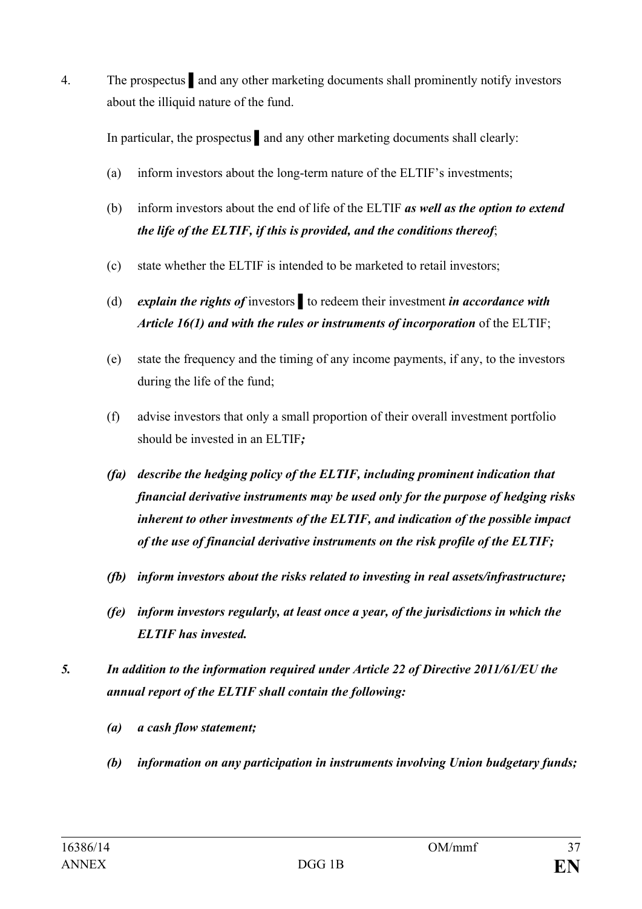4. The prospectus ▌ and any other marketing documents shall prominently notify investors about the illiquid nature of the fund.

   In particular, the prospectus ▌ and any other marketing documents shall clearly:

   (a) inform investors about the long-term nature of the ELTIF's investments;

   (b) inform investors about the end of life of the ELTIF ***as well as the option to extend the life of the ELTIF, if this is provided, and the conditions thereof***;

   (c) state whether the ELTIF is intended to be marketed to retail investors;

   (d) ***explain the rights of*** investors ▌ to redeem their investment ***in accordance with Article 16(1) and with the rules or instruments of incorporation*** of the ELTIF;

   (e) state the frequency and the timing of any income payments, if any, to the investors during the life of the fund;

   (f) advise investors that only a small proportion of their overall investment portfolio should be invested in an ELTIF***;***

   ***(fa) describe the hedging policy of the ELTIF, including prominent indication that financial derivative instruments may be used only for the purpose of hedging risks inherent to other investments of the ELTIF, and indication of the possible impact of the use of financial derivative instruments on the risk profile of the ELTIF;***

   ***(fb) inform investors about the risks related to investing in real assets/infrastructure;***

   ***(fe) inform investors regularly, at least once a year, of the jurisdictions in which the ELTIF has invested.***

***5. In addition to the information required under Article 22 of Directive 2011/61/EU the annual report of the ELTIF shall contain the following:***

   ***(a) a cash flow statement;***

   ***(b) information on any participation in instruments involving Union budgetary funds;***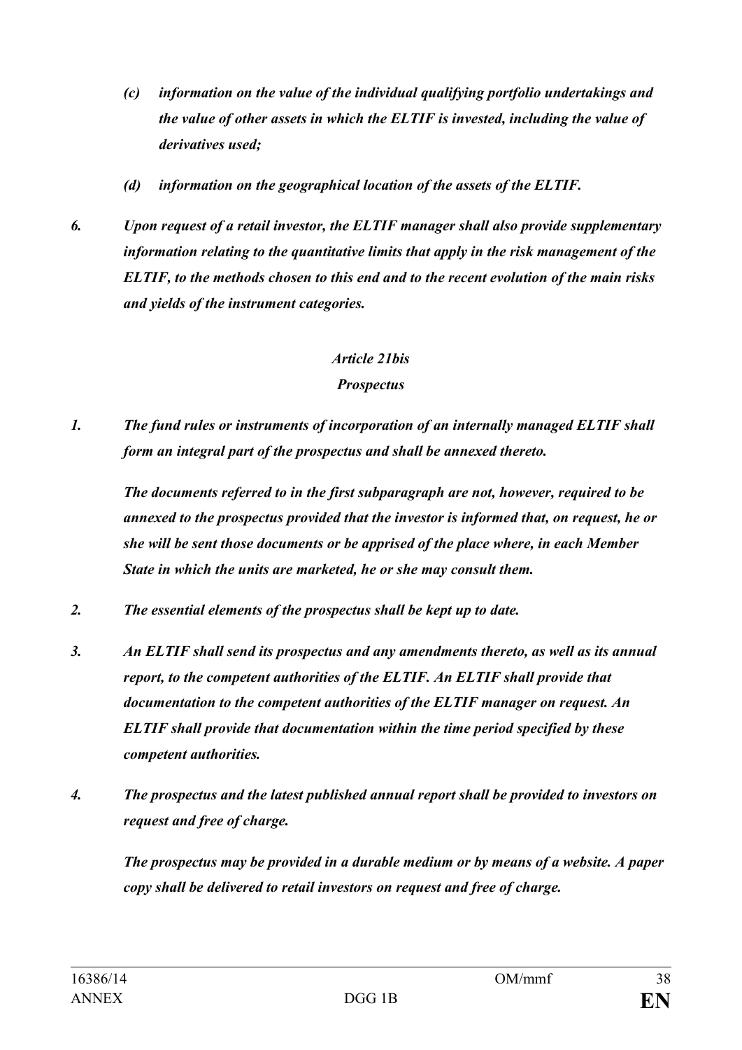*(c) information on the value of the individual qualifying portfolio undertakings and the value of other assets in which the ELTIF is invested, including the value of derivatives used;*

*(d) information on the geographical location of the assets of the ELTIF.*

*6. Upon request of a retail investor, the ELTIF manager shall also provide supplementary information relating to the quantitative limits that apply in the risk management of the ELTIF, to the methods chosen to this end and to the recent evolution of the main risks and yields of the instrument categories.*

### *Article 21bis*
### *Prospectus*

*1. The fund rules or instruments of incorporation of an internally managed ELTIF shall form an integral part of the prospectus and shall be annexed thereto.*

*The documents referred to in the first subparagraph are not, however, required to be annexed to the prospectus provided that the investor is informed that, on request, he or she will be sent those documents or be apprised of the place where, in each Member State in which the units are marketed, he or she may consult them.*

*2. The essential elements of the prospectus shall be kept up to date.*

*3. An ELTIF shall send its prospectus and any amendments thereto, as well as its annual report, to the competent authorities of the ELTIF. An ELTIF shall provide that documentation to the competent authorities of the ELTIF manager on request. An ELTIF shall provide that documentation within the time period specified by these competent authorities.*

*4. The prospectus and the latest published annual report shall be provided to investors on request and free of charge.*

*The prospectus may be provided in a durable medium or by means of a website. A paper copy shall be delivered to retail investors on request and free of charge.*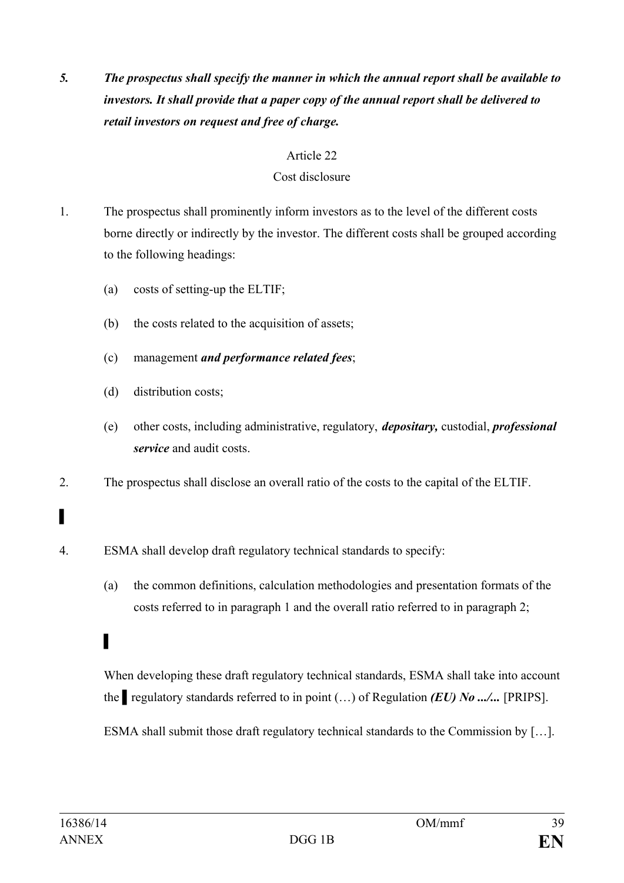***5. The prospectus shall specify the manner in which the annual report shall be available to investors. It shall provide that a paper copy of the annual report shall be delivered to retail investors on request and free of charge.***

Article 22

Cost disclosure

1. The prospectus shall prominently inform investors as to the level of the different costs borne directly or indirectly by the investor. The different costs shall be grouped according to the following headings:

   (a) costs of setting-up the ELTIF;

   (b) the costs related to the acquisition of assets;

   (c) management ***and performance related fees***;

   (d) distribution costs;

   (e) other costs, including administrative, regulatory, ***depositary,*** custodial, ***professional service*** and audit costs.

2. The prospectus shall disclose an overall ratio of the costs to the capital of the ELTIF.

▌

4. ESMA shall develop draft regulatory technical standards to specify:

   (a) the common definitions, calculation methodologies and presentation formats of the costs referred to in paragraph 1 and the overall ratio referred to in paragraph 2;

   ▌

   When developing these draft regulatory technical standards, ESMA shall take into account the ▌ regulatory standards referred to in point (…) of Regulation ***(EU) No .../...*** [PRIPS].

   ESMA shall submit those draft regulatory technical standards to the Commission by […].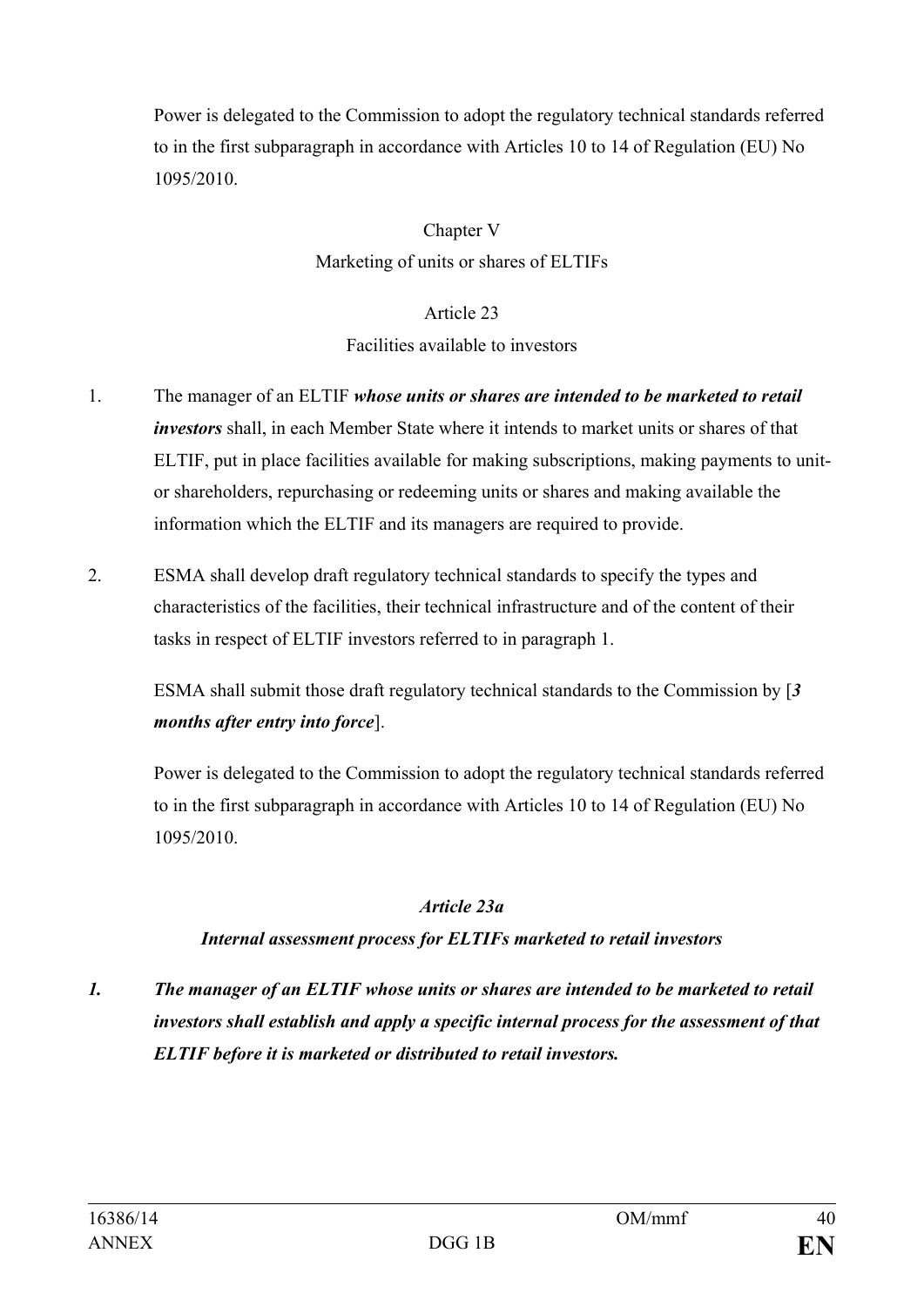Power is delegated to the Commission to adopt the regulatory technical standards referred to in the first subparagraph in accordance with Articles 10 to 14 of Regulation (EU) No 1095/2010.

## Chapter V
## Marketing of units or shares of ELTIFs

### Article 23
### Facilities available to investors

1. The manager of an ELTIF ***whose units or shares are intended to be marketed to retail investors*** shall, in each Member State where it intends to market units or shares of that ELTIF, put in place facilities available for making subscriptions, making payments to unit- or shareholders, repurchasing or redeeming units or shares and making available the information which the ELTIF and its managers are required to provide.

2. ESMA shall develop draft regulatory technical standards to specify the types and characteristics of the facilities, their technical infrastructure and of the content of their tasks in respect of ELTIF investors referred to in paragraph 1.

   ESMA shall submit those draft regulatory technical standards to the Commission by [***3 months after entry into force***].

   Power is delegated to the Commission to adopt the regulatory technical standards referred to in the first subparagraph in accordance with Articles 10 to 14 of Regulation (EU) No 1095/2010.

### *Article 23a*
### *Internal assessment process for ELTIFs marketed to retail investors*

***1. The manager of an ELTIF whose units or shares are intended to be marketed to retail investors shall establish and apply a specific internal process for the assessment of that ELTIF before it is marketed or distributed to retail investors.***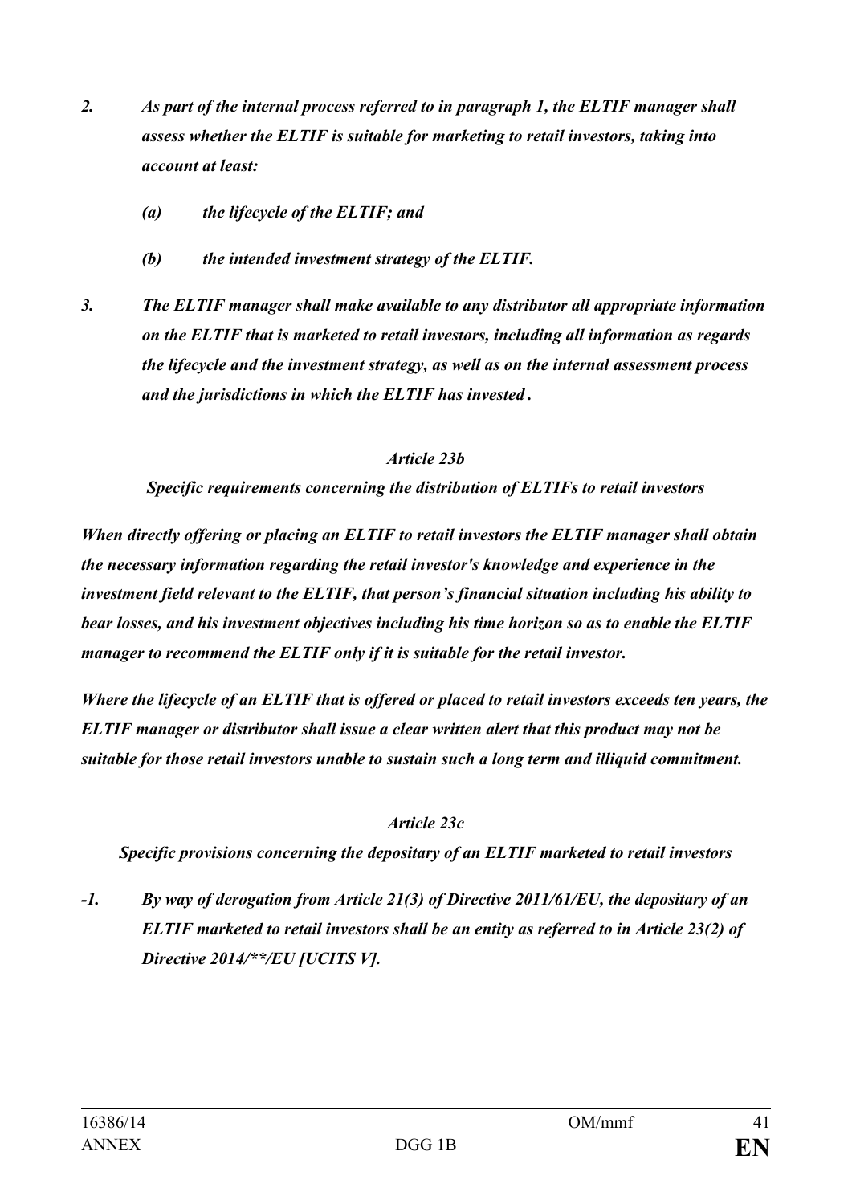*2. As part of the internal process referred to in paragraph 1, the ELTIF manager shall assess whether the ELTIF is suitable for marketing to retail investors, taking into account at least:*

*(a) the lifecycle of the ELTIF; and*

*(b) the intended investment strategy of the ELTIF.*

*3. The ELTIF manager shall make available to any distributor all appropriate information on the ELTIF that is marketed to retail investors, including all information as regards the lifecycle and the investment strategy, as well as on the internal assessment process and the jurisdictions in which the ELTIF has invested.*

*Article 23b*

***Specific requirements concerning the distribution of ELTIFs to retail investors***

***When directly offering or placing an ELTIF to retail investors the ELTIF manager shall obtain the necessary information regarding the retail investor's knowledge and experience in the investment field relevant to the ELTIF, that person's financial situation including his ability to bear losses, and his investment objectives including his time horizon so as to enable the ELTIF manager to recommend the ELTIF only if it is suitable for the retail investor.***

***Where the lifecycle of an ELTIF that is offered or placed to retail investors exceeds ten years, the ELTIF manager or distributor shall issue a clear written alert that this product may not be suitable for those retail investors unable to sustain such a long term and illiquid commitment.***

*Article 23c*

***Specific provisions concerning the depositary of an ELTIF marketed to retail investors***

***-1. By way of derogation from Article 21(3) of Directive 2011/61/EU, the depositary of an ELTIF marketed to retail investors shall be an entity as referred to in Article 23(2) of Directive 2014/**/EU [UCITS V].***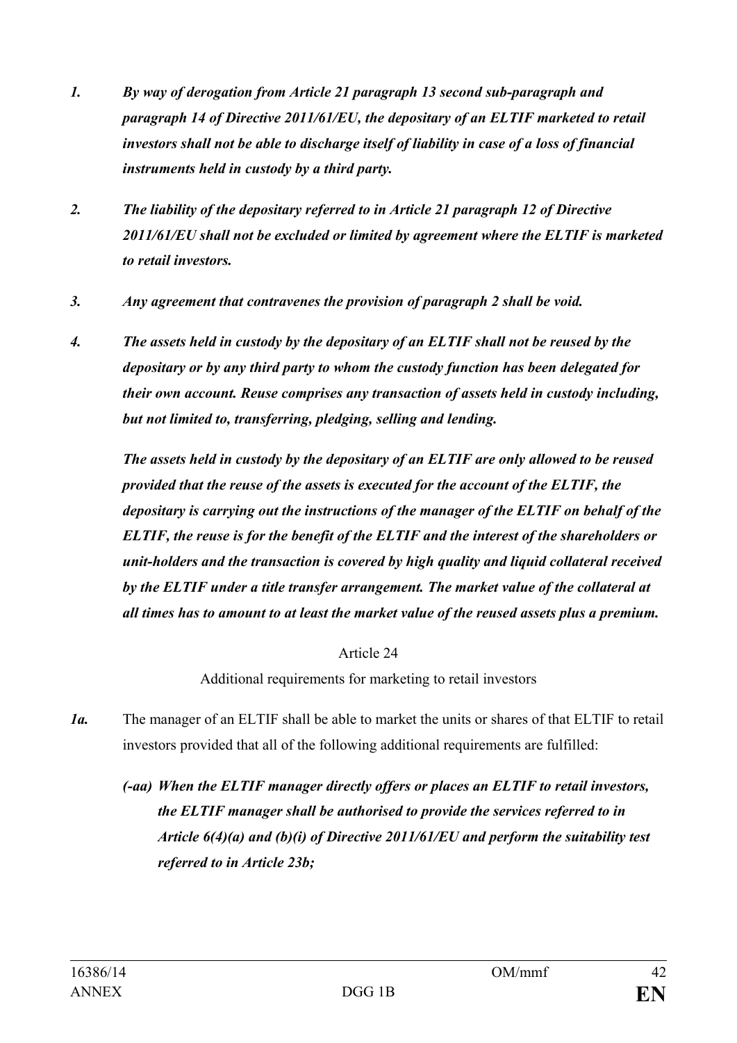*1. By way of derogation from Article 21 paragraph 13 second sub-paragraph and paragraph 14 of Directive 2011/61/EU, the depositary of an ELTIF marketed to retail investors shall not be able to discharge itself of liability in case of a loss of financial instruments held in custody by a third party.*

*2. The liability of the depositary referred to in Article 21 paragraph 12 of Directive 2011/61/EU shall not be excluded or limited by agreement where the ELTIF is marketed to retail investors.*

*3. Any agreement that contravenes the provision of paragraph 2 shall be void.*

*4. The assets held in custody by the depositary of an ELTIF shall not be reused by the depositary or by any third party to whom the custody function has been delegated for their own account. Reuse comprises any transaction of assets held in custody including, but not limited to, transferring, pledging, selling and lending.*

*The assets held in custody by the depositary of an ELTIF are only allowed to be reused provided that the reuse of the assets is executed for the account of the ELTIF, the depositary is carrying out the instructions of the manager of the ELTIF on behalf of the ELTIF, the reuse is for the benefit of the ELTIF and the interest of the shareholders or unit-holders and the transaction is covered by high quality and liquid collateral received by the ELTIF under a title transfer arrangement. The market value of the collateral at all times has to amount to at least the market value of the reused assets plus a premium.*

Article 24

Additional requirements for marketing to retail investors

*1a.* The manager of an ELTIF shall be able to market the units or shares of that ELTIF to retail investors provided that all of the following additional requirements are fulfilled:

*(-aa) When the ELTIF manager directly offers or places an ELTIF to retail investors, the ELTIF manager shall be authorised to provide the services referred to in Article 6(4)(a) and (b)(i) of Directive 2011/61/EU and perform the suitability test referred to in Article 23b;*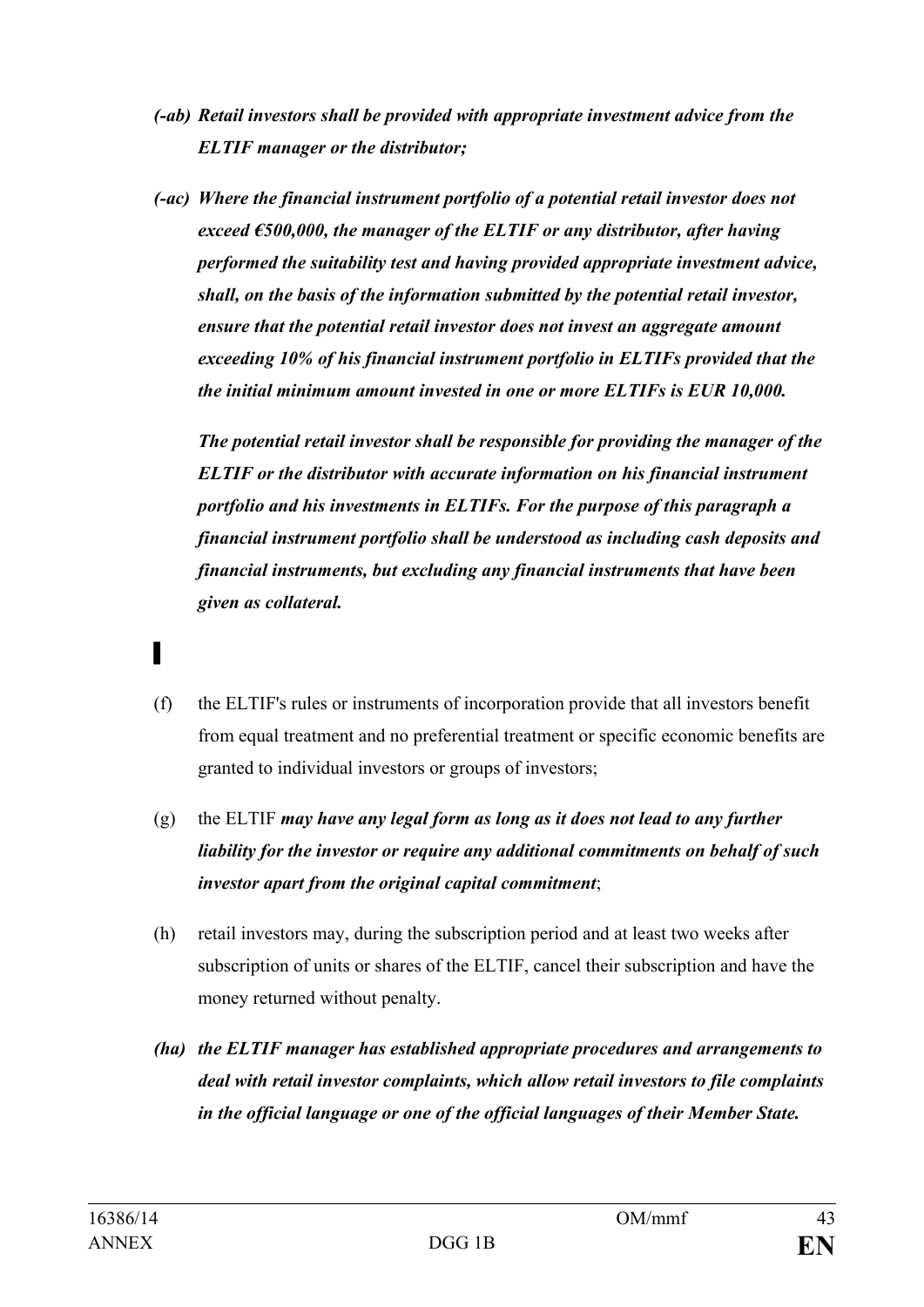*(-ab)* ***Retail investors shall be provided with appropriate investment advice from the ELTIF manager or the distributor;***

*(-ac)* ***Where the financial instrument portfolio of a potential retail investor does not exceed €500,000, the manager of the ELTIF or any distributor, after having performed the suitability test and having provided appropriate investment advice, shall, on the basis of the information submitted by the potential retail investor, ensure that the potential retail investor does not invest an aggregate amount exceeding 10% of his financial instrument portfolio in ELTIFs provided that the the initial minimum amount invested in one or more ELTIFs is EUR 10,000.***

***The potential retail investor shall be responsible for providing the manager of the ELTIF or the distributor with accurate information on his financial instrument portfolio and his investments in ELTIFs. For the purpose of this paragraph a financial instrument portfolio shall be understood as including cash deposits and financial instruments, but excluding any financial instruments that have been given as collateral.***

▌

(f) the ELTIF's rules or instruments of incorporation provide that all investors benefit from equal treatment and no preferential treatment or specific economic benefits are granted to individual investors or groups of investors;

(g) the ELTIF ***may have any legal form as long as it does not lead to any further liability for the investor or require any additional commitments on behalf of such investor apart from the original capital commitment***;

(h) retail investors may, during the subscription period and at least two weeks after subscription of units or shares of the ELTIF, cancel their subscription and have the money returned without penalty.

***(ha) the ELTIF manager has established appropriate procedures and arrangements to deal with retail investor complaints, which allow retail investors to file complaints in the official language or one of the official languages of their Member State.***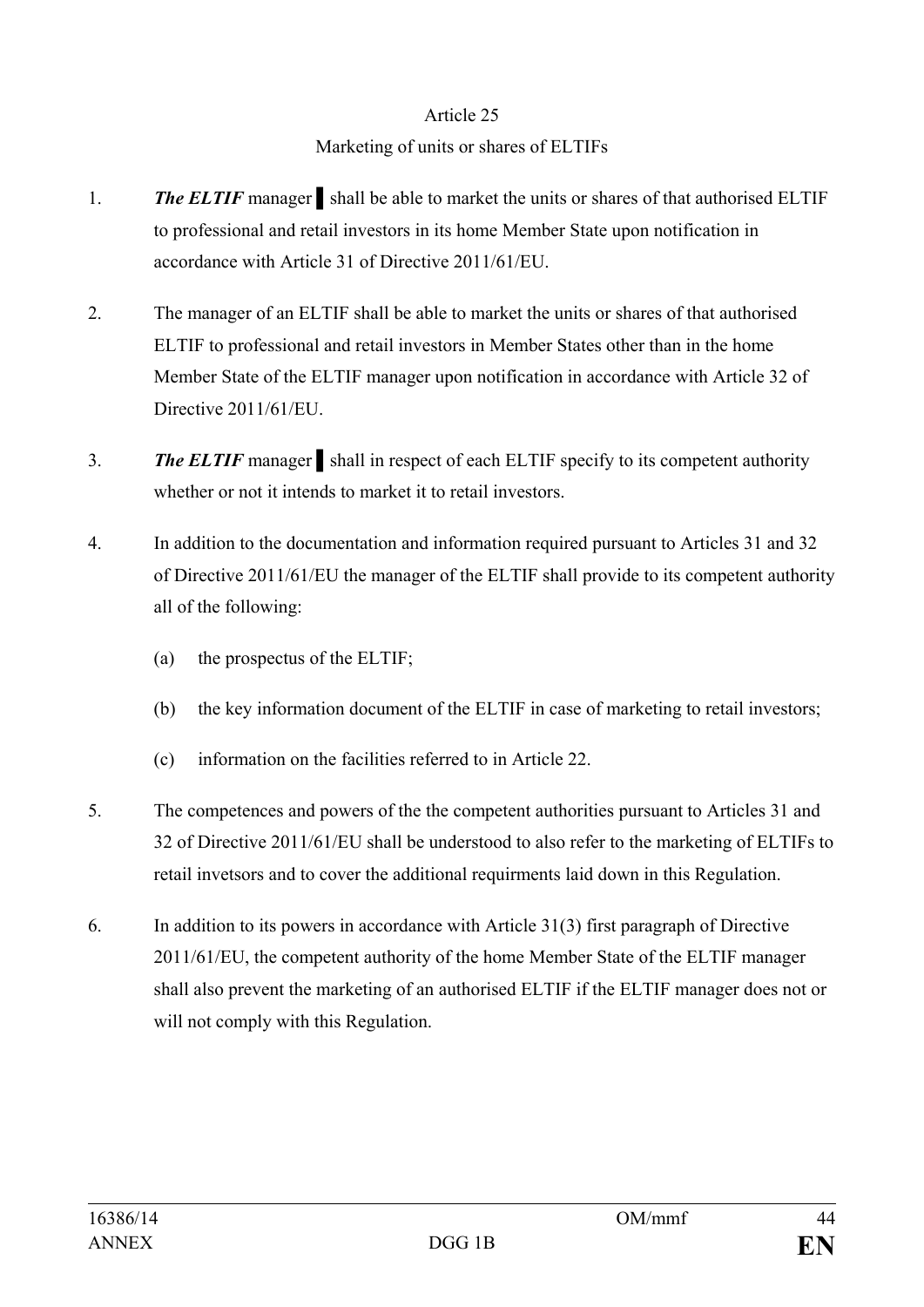Article 25

Marketing of units or shares of ELTIFs

1. ***The ELTIF*** manager ▌ shall be able to market the units or shares of that authorised ELTIF to professional and retail investors in its home Member State upon notification in accordance with Article 31 of Directive 2011/61/EU.

2. The manager of an ELTIF shall be able to market the units or shares of that authorised ELTIF to professional and retail investors in Member States other than in the home Member State of the ELTIF manager upon notification in accordance with Article 32 of Directive 2011/61/EU.

3. ***The ELTIF*** manager ▌ shall in respect of each ELTIF specify to its competent authority whether or not it intends to market it to retail investors.

4. In addition to the documentation and information required pursuant to Articles 31 and 32 of Directive 2011/61/EU the manager of the ELTIF shall provide to its competent authority all of the following:

   (a) the prospectus of the ELTIF;

   (b) the key information document of the ELTIF in case of marketing to retail investors;

   (c) information on the facilities referred to in Article 22.

5. The competences and powers of the the competent authorities pursuant to Articles 31 and 32 of Directive 2011/61/EU shall be understood to also refer to the marketing of ELTIFs to retail invetsors and to cover the additional requirments laid down in this Regulation.

6. In addition to its powers in accordance with Article 31(3) first paragraph of Directive 2011/61/EU, the competent authority of the home Member State of the ELTIF manager shall also prevent the marketing of an authorised ELTIF if the ELTIF manager does not or will not comply with this Regulation.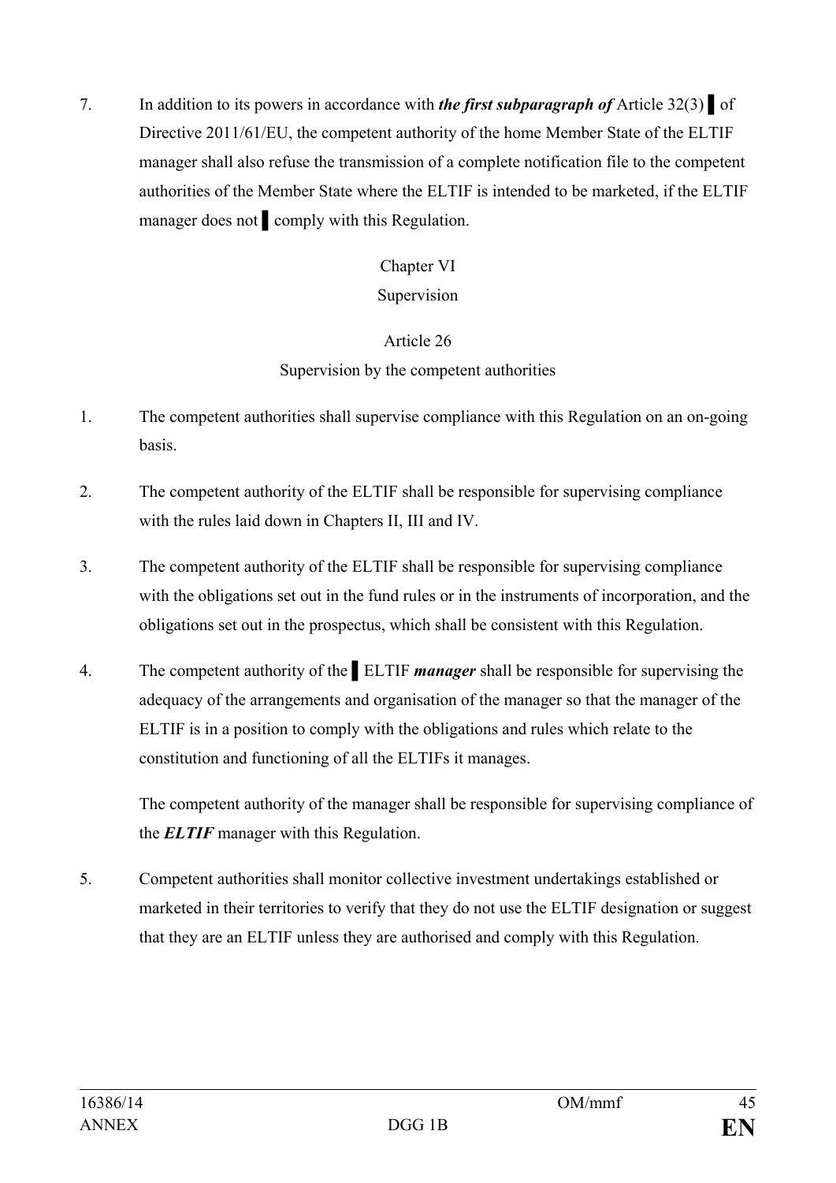7. In addition to its powers in accordance with ***the first subparagraph of*** Article 32(3) ▌ of Directive 2011/61/EU, the competent authority of the home Member State of the ELTIF manager shall also refuse the transmission of a complete notification file to the competent authorities of the Member State where the ELTIF is intended to be marketed, if the ELTIF manager does not ▌ comply with this Regulation.

## Chapter VI
## Supervision

### Article 26
### Supervision by the competent authorities

1. The competent authorities shall supervise compliance with this Regulation on an on-going basis.

2. The competent authority of the ELTIF shall be responsible for supervising compliance with the rules laid down in Chapters II, III and IV.

3. The competent authority of the ELTIF shall be responsible for supervising compliance with the obligations set out in the fund rules or in the instruments of incorporation, and the obligations set out in the prospectus, which shall be consistent with this Regulation.

4. The competent authority of the ▌ ELTIF ***manager*** shall be responsible for supervising the adequacy of the arrangements and organisation of the manager so that the manager of the ELTIF is in a position to comply with the obligations and rules which relate to the constitution and functioning of all the ELTIFs it manages.

   The competent authority of the manager shall be responsible for supervising compliance of the ***ELTIF*** manager with this Regulation.

5. Competent authorities shall monitor collective investment undertakings established or marketed in their territories to verify that they do not use the ELTIF designation or suggest that they are an ELTIF unless they are authorised and comply with this Regulation.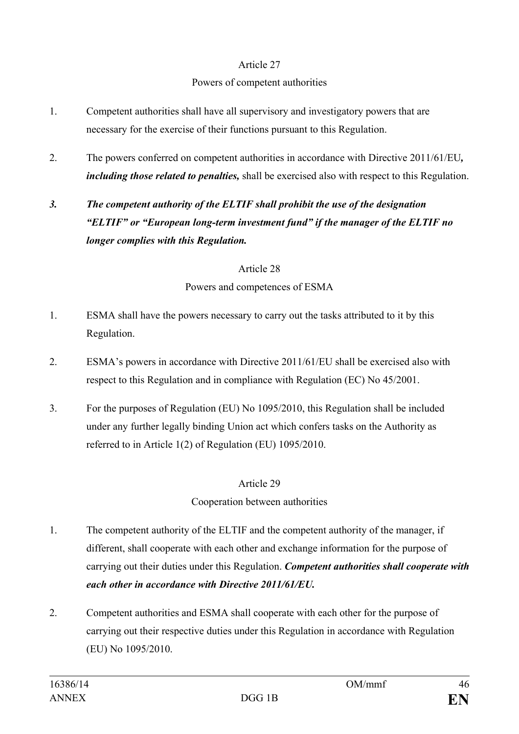## Article 27

### Powers of competent authorities

1. Competent authorities shall have all supervisory and investigatory powers that are necessary for the exercise of their functions pursuant to this Regulation.

2. The powers conferred on competent authorities in accordance with Directive 2011/61/EU***,*** ***including those related to penalties,*** shall be exercised also with respect to this Regulation.

***3. The competent authority of the ELTIF shall prohibit the use of the designation "ELTIF" or "European long-term investment fund" if the manager of the ELTIF no longer complies with this Regulation.***

## Article 28

### Powers and competences of ESMA

1. ESMA shall have the powers necessary to carry out the tasks attributed to it by this Regulation.

2. ESMA's powers in accordance with Directive 2011/61/EU shall be exercised also with respect to this Regulation and in compliance with Regulation (EC) No 45/2001.

3. For the purposes of Regulation (EU) No 1095/2010, this Regulation shall be included under any further legally binding Union act which confers tasks on the Authority as referred to in Article 1(2) of Regulation (EU) 1095/2010.

## Article 29

### Cooperation between authorities

1. The competent authority of the ELTIF and the competent authority of the manager, if different, shall cooperate with each other and exchange information for the purpose of carrying out their duties under this Regulation. ***Competent authorities shall cooperate with each other in accordance with Directive 2011/61/EU.***

2. Competent authorities and ESMA shall cooperate with each other for the purpose of carrying out their respective duties under this Regulation in accordance with Regulation (EU) No 1095/2010.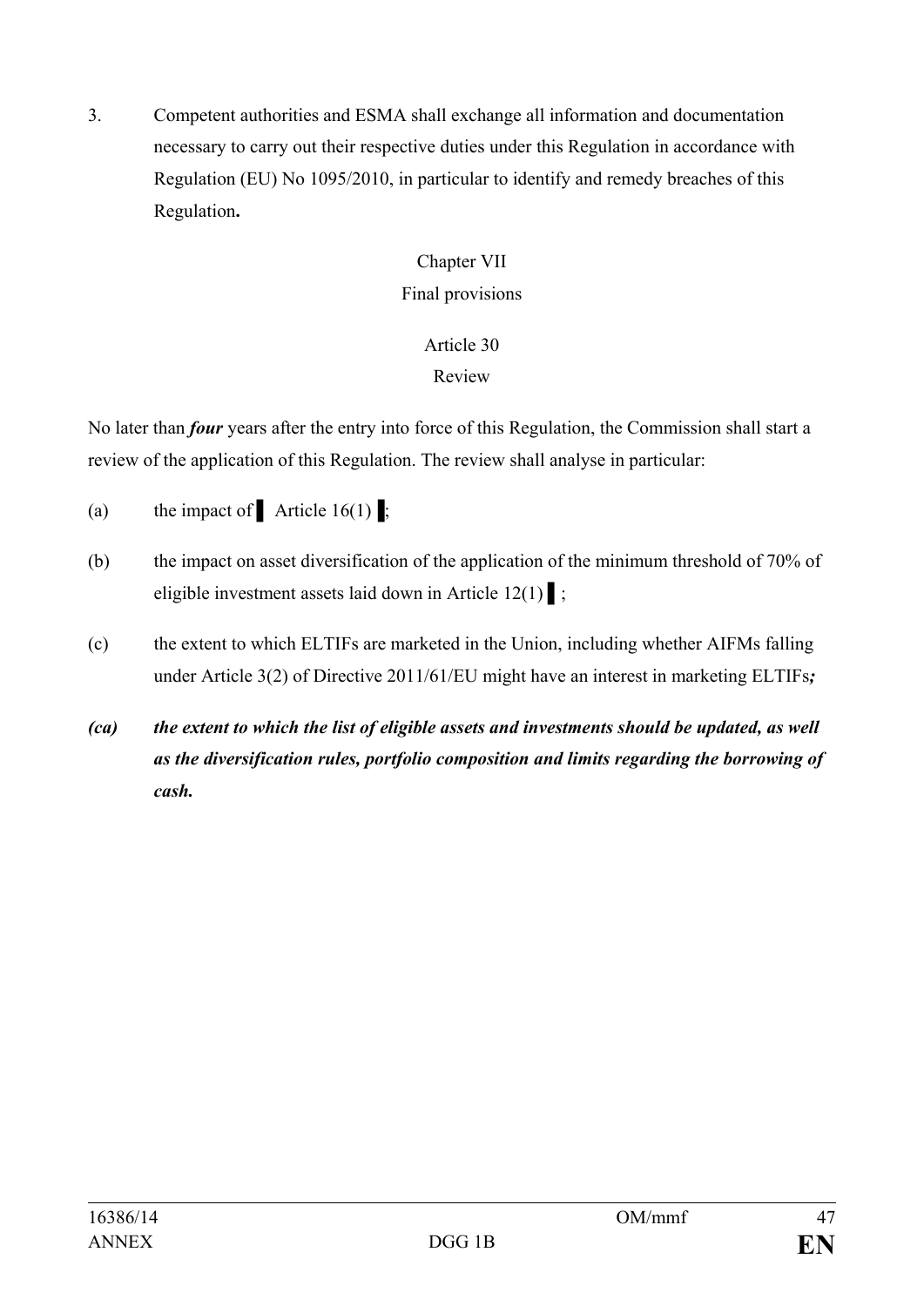3. Competent authorities and ESMA shall exchange all information and documentation necessary to carry out their respective duties under this Regulation in accordance with Regulation (EU) No 1095/2010, in particular to identify and remedy breaches of this Regulation**.**

Chapter VII

Final provisions

Article 30

Review

No later than ***four*** years after the entry into force of this Regulation, the Commission shall start a review of the application of this Regulation. The review shall analyse in particular:

(a) the impact of ▌ Article 16(1) ▌;

(b) the impact on asset diversification of the application of the minimum threshold of 70% of eligible investment assets laid down in Article 12(1) ▌;

(c) the extent to which ELTIFs are marketed in the Union, including whether AIFMs falling under Article 3(2) of Directive 2011/61/EU might have an interest in marketing ELTIFs***;***

***(ca) the extent to which the list of eligible assets and investments should be updated, as well as the diversification rules, portfolio composition and limits regarding the borrowing of cash.***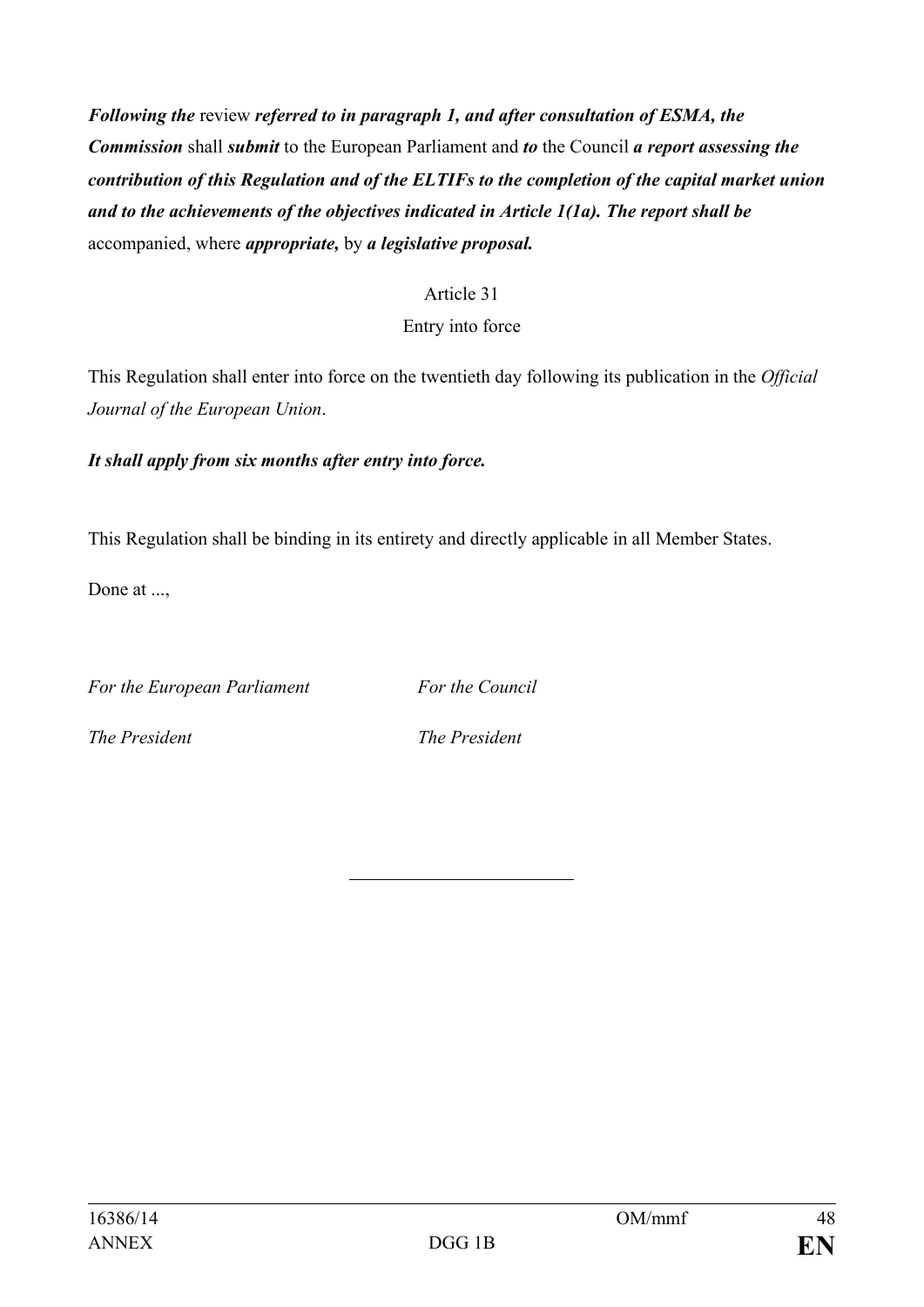***Following the*** review ***referred to in paragraph 1, and after consultation of ESMA, the Commission*** shall ***submit*** to the European Parliament and ***to*** the Council ***a report assessing the contribution of this Regulation and of the ELTIFs to the completion of the capital market union and to the achievements of the objectives indicated in Article 1(1a). The report shall be*** accompanied, where ***appropriate,*** by ***a legislative proposal.***

Article 31

Entry into force

This Regulation shall enter into force on the twentieth day following its publication in the *Official Journal of the European Union*.

***It shall apply from six months after entry into force.***

This Regulation shall be binding in its entirety and directly applicable in all Member States.

Done at ...,

*For the European Parliament* &nbsp;&nbsp;&nbsp;&nbsp; *For the Council*

*The President* &nbsp;&nbsp;&nbsp;&nbsp; *The President*